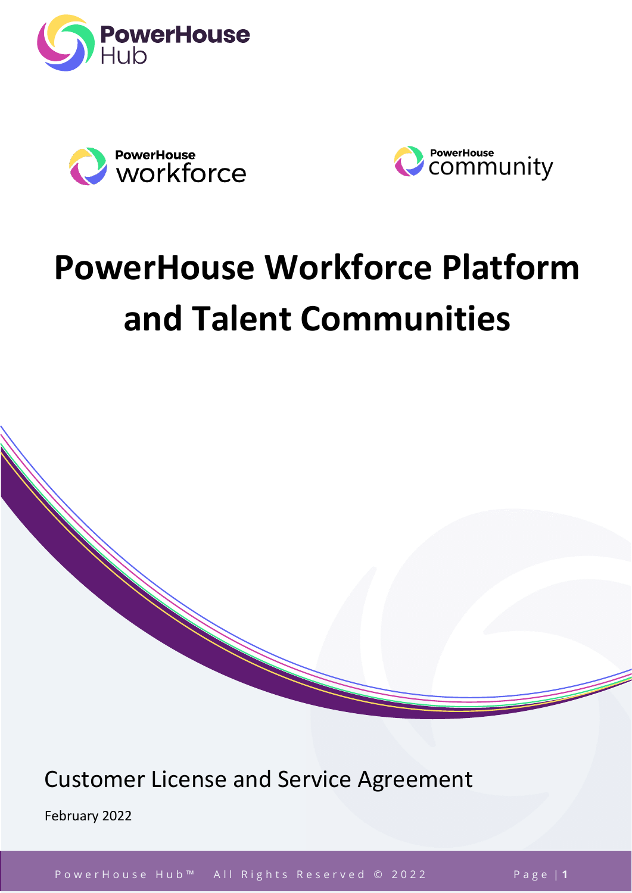PowerHouse Hub

PowerHouse workforce

PowerHouse community

# PowerHouse Workforce Platform and Talent Communities

Customer License and Service Agreement

February 2022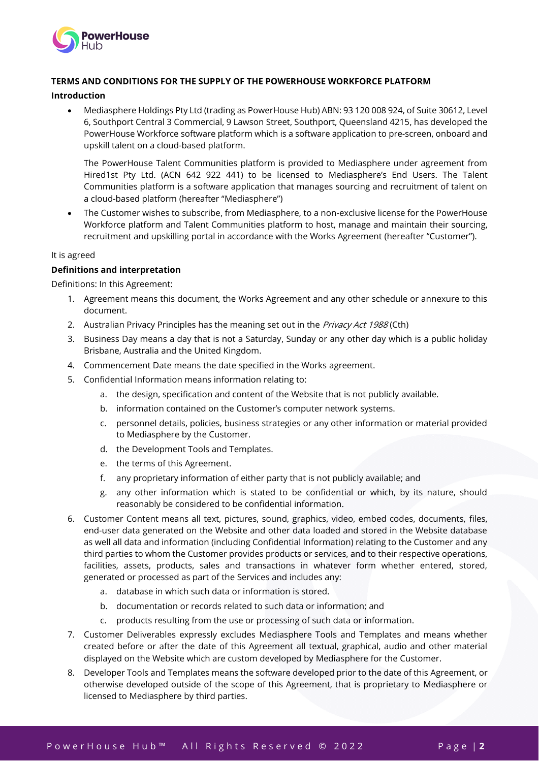**TERMS AND CONDITIONS FOR THE SUPPLY OF THE POWERHOUSE WORKFORCE PLATFORM**

**Introduction**

- Mediasphere Holdings Pty Ltd (trading as PowerHouse Hub) ABN: 93 120 008 924, of Suite 30612, Level 6, Southport Central 3 Commercial, 9 Lawson Street, Southport, Queensland 4215, has developed the PowerHouse Workforce software platform which is a software application to pre-screen, onboard and upskill talent on a cloud-based platform.

  The PowerHouse Talent Communities platform is provided to Mediasphere under agreement from Hired1st Pty Ltd. (ACN 642 922 441) to be licensed to Mediasphere's End Users. The Talent Communities platform is a software application that manages sourcing and recruitment of talent on a cloud-based platform (hereafter "Mediasphere")

- The Customer wishes to subscribe, from Mediasphere, to a non-exclusive license for the PowerHouse Workforce platform and Talent Communities platform to host, manage and maintain their sourcing, recruitment and upskilling portal in accordance with the Works Agreement (hereafter "Customer").

It is agreed

**Definitions and interpretation**

Definitions: In this Agreement:

1. Agreement means this document, the Works Agreement and any other schedule or annexure to this document.
2. Australian Privacy Principles has the meaning set out in the *Privacy Act 1988* (Cth)
3. Business Day means a day that is not a Saturday, Sunday or any other day which is a public holiday Brisbane, Australia and the United Kingdom.
4. Commencement Date means the date specified in the Works agreement.
5. Confidential Information means information relating to:
   a. the design, specification and content of the Website that is not publicly available.
   b. information contained on the Customer's computer network systems.
   c. personnel details, policies, business strategies or any other information or material provided to Mediasphere by the Customer.
   d. the Development Tools and Templates.
   e. the terms of this Agreement.
   f. any proprietary information of either party that is not publicly available; and
   g. any other information which is stated to be confidential or which, by its nature, should reasonably be considered to be confidential information.
6. Customer Content means all text, pictures, sound, graphics, video, embed codes, documents, files, end-user data generated on the Website and other data loaded and stored in the Website database as well all data and information (including Confidential Information) relating to the Customer and any third parties to whom the Customer provides products or services, and to their respective operations, facilities, assets, products, sales and transactions in whatever form whether entered, stored, generated or processed as part of the Services and includes any:
   a. database in which such data or information is stored.
   b. documentation or records related to such data or information; and
   c. products resulting from the use or processing of such data or information.
7. Customer Deliverables expressly excludes Mediasphere Tools and Templates and means whether created before or after the date of this Agreement all textual, graphical, audio and other material displayed on the Website which are custom developed by Mediasphere for the Customer.
8. Developer Tools and Templates means the software developed prior to the date of this Agreement, or otherwise developed outside of the scope of this Agreement, that is proprietary to Mediasphere or licensed to Mediasphere by third parties.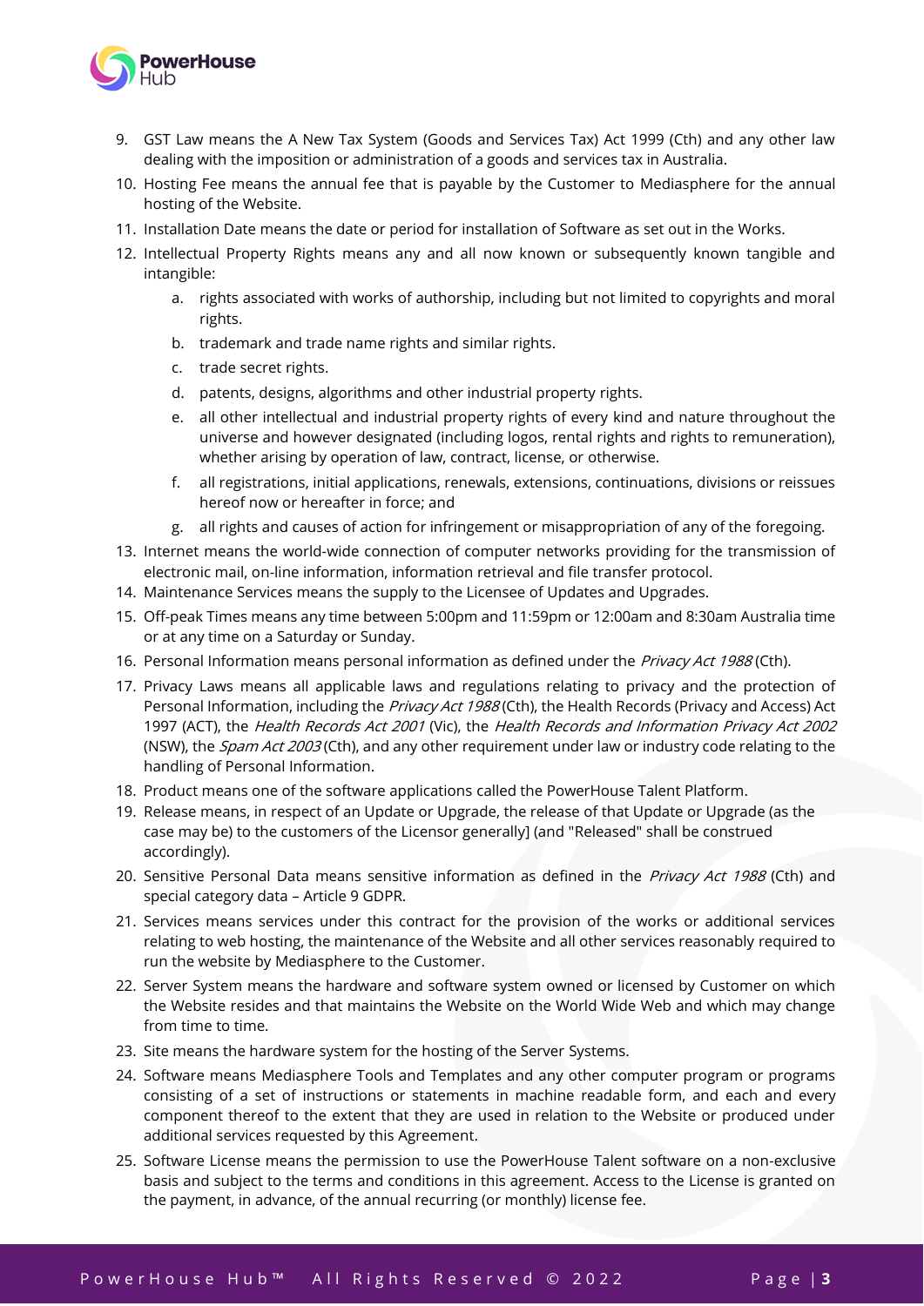9. GST Law means the A New Tax System (Goods and Services Tax) Act 1999 (Cth) and any other law dealing with the imposition or administration of a goods and services tax in Australia.
10. Hosting Fee means the annual fee that is payable by the Customer to Mediasphere for the annual hosting of the Website.
11. Installation Date means the date or period for installation of Software as set out in the Works.
12. Intellectual Property Rights means any and all now known or subsequently known tangible and intangible:
    a. rights associated with works of authorship, including but not limited to copyrights and moral rights.
    b. trademark and trade name rights and similar rights.
    c. trade secret rights.
    d. patents, designs, algorithms and other industrial property rights.
    e. all other intellectual and industrial property rights of every kind and nature throughout the universe and however designated (including logos, rental rights and rights to remuneration), whether arising by operation of law, contract, license, or otherwise.
    f. all registrations, initial applications, renewals, extensions, continuations, divisions or reissues hereof now or hereafter in force; and
    g. all rights and causes of action for infringement or misappropriation of any of the foregoing.
13. Internet means the world-wide connection of computer networks providing for the transmission of electronic mail, on-line information, information retrieval and file transfer protocol.
14. Maintenance Services means the supply to the Licensee of Updates and Upgrades.
15. Off-peak Times means any time between 5:00pm and 11:59pm or 12:00am and 8:30am Australia time or at any time on a Saturday or Sunday.
16. Personal Information means personal information as defined under the *Privacy Act 1988* (Cth).
17. Privacy Laws means all applicable laws and regulations relating to privacy and the protection of Personal Information, including the *Privacy Act 1988* (Cth), the Health Records (Privacy and Access) Act 1997 (ACT), the *Health Records Act 2001* (Vic), the *Health Records and Information Privacy Act 2002* (NSW), the *Spam Act 2003* (Cth), and any other requirement under law or industry code relating to the handling of Personal Information.
18. Product means one of the software applications called the PowerHouse Talent Platform.
19. Release means, in respect of an Update or Upgrade, the release of that Update or Upgrade (as the case may be) to the customers of the Licensor generally] (and "Released" shall be construed accordingly).
20. Sensitive Personal Data means sensitive information as defined in the *Privacy Act 1988* (Cth) and special category data – Article 9 GDPR.
21. Services means services under this contract for the provision of the works or additional services relating to web hosting, the maintenance of the Website and all other services reasonably required to run the website by Mediasphere to the Customer.
22. Server System means the hardware and software system owned or licensed by Customer on which the Website resides and that maintains the Website on the World Wide Web and which may change from time to time.
23. Site means the hardware system for the hosting of the Server Systems.
24. Software means Mediasphere Tools and Templates and any other computer program or programs consisting of a set of instructions or statements in machine readable form, and each and every component thereof to the extent that they are used in relation to the Website or produced under additional services requested by this Agreement.
25. Software License means the permission to use the PowerHouse Talent software on a non-exclusive basis and subject to the terms and conditions in this agreement. Access to the License is granted on the payment, in advance, of the annual recurring (or monthly) license fee.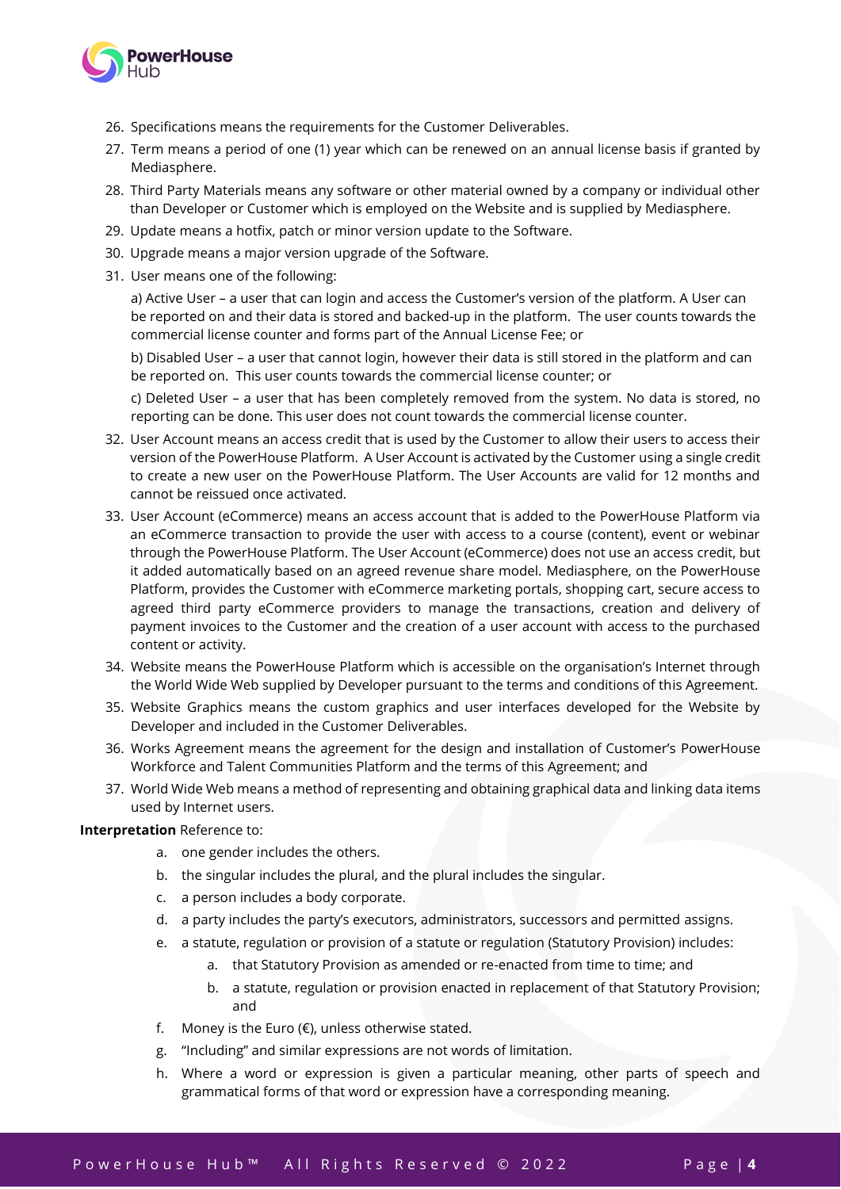26. Specifications means the requirements for the Customer Deliverables.
27. Term means a period of one (1) year which can be renewed on an annual license basis if granted by Mediasphere.
28. Third Party Materials means any software or other material owned by a company or individual other than Developer or Customer which is employed on the Website and is supplied by Mediasphere.
29. Update means a hotfix, patch or minor version update to the Software.
30. Upgrade means a major version upgrade of the Software.
31. User means one of the following:

    a) Active User – a user that can login and access the Customer's version of the platform. A User can be reported on and their data is stored and backed-up in the platform. The user counts towards the commercial license counter and forms part of the Annual License Fee; or

    b) Disabled User – a user that cannot login, however their data is still stored in the platform and can be reported on. This user counts towards the commercial license counter; or

    c) Deleted User – a user that has been completely removed from the system. No data is stored, no reporting can be done. This user does not count towards the commercial license counter.
32. User Account means an access credit that is used by the Customer to allow their users to access their version of the PowerHouse Platform. A User Account is activated by the Customer using a single credit to create a new user on the PowerHouse Platform. The User Accounts are valid for 12 months and cannot be reissued once activated.
33. User Account (eCommerce) means an access account that is added to the PowerHouse Platform via an eCommerce transaction to provide the user with access to a course (content), event or webinar through the PowerHouse Platform. The User Account (eCommerce) does not use an access credit, but it added automatically based on an agreed revenue share model. Mediasphere, on the PowerHouse Platform, provides the Customer with eCommerce marketing portals, shopping cart, secure access to agreed third party eCommerce providers to manage the transactions, creation and delivery of payment invoices to the Customer and the creation of a user account with access to the purchased content or activity.
34. Website means the PowerHouse Platform which is accessible on the organisation's Internet through the World Wide Web supplied by Developer pursuant to the terms and conditions of this Agreement.
35. Website Graphics means the custom graphics and user interfaces developed for the Website by Developer and included in the Customer Deliverables.
36. Works Agreement means the agreement for the design and installation of Customer's PowerHouse Workforce and Talent Communities Platform and the terms of this Agreement; and
37. World Wide Web means a method of representing and obtaining graphical data and linking data items used by Internet users.

**Interpretation** Reference to:

a. one gender includes the others.

b. the singular includes the plural, and the plural includes the singular.

c. a person includes a body corporate.

d. a party includes the party's executors, administrators, successors and permitted assigns.

e. a statute, regulation or provision of a statute or regulation (Statutory Provision) includes:

   a. that Statutory Provision as amended or re-enacted from time to time; and

   b. a statute, regulation or provision enacted in replacement of that Statutory Provision; and

f. Money is the Euro (€), unless otherwise stated.

g. "Including" and similar expressions are not words of limitation.

h. Where a word or expression is given a particular meaning, other parts of speech and grammatical forms of that word or expression have a corresponding meaning.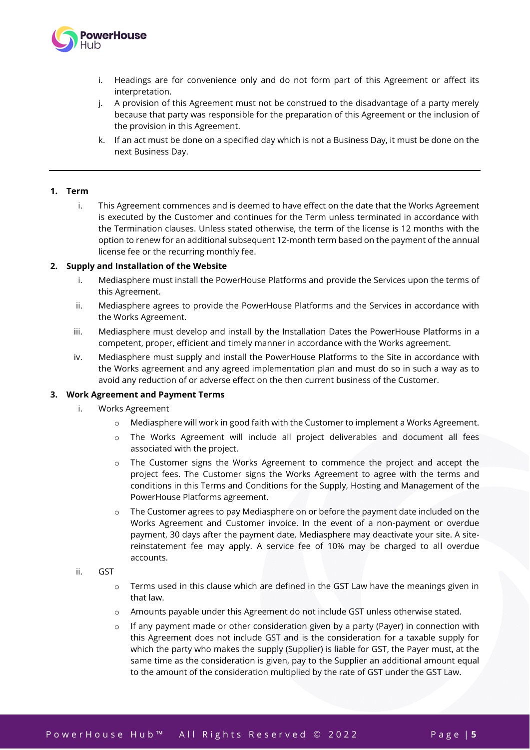i. Headings are for convenience only and do not form part of this Agreement or affect its interpretation.

j. A provision of this Agreement must not be construed to the disadvantage of a party merely because that party was responsible for the preparation of this Agreement or the inclusion of the provision in this Agreement.

k. If an act must be done on a specified day which is not a Business Day, it must be done on the next Business Day.

---

**1. Term**

i. This Agreement commences and is deemed to have effect on the date that the Works Agreement is executed by the Customer and continues for the Term unless terminated in accordance with the Termination clauses. Unless stated otherwise, the term of the license is 12 months with the option to renew for an additional subsequent 12-month term based on the payment of the annual license fee or the recurring monthly fee.

**2. Supply and Installation of the Website**

i. Mediasphere must install the PowerHouse Platforms and provide the Services upon the terms of this Agreement.

ii. Mediasphere agrees to provide the PowerHouse Platforms and the Services in accordance with the Works Agreement.

iii. Mediasphere must develop and install by the Installation Dates the PowerHouse Platforms in a competent, proper, efficient and timely manner in accordance with the Works agreement.

iv. Mediasphere must supply and install the PowerHouse Platforms to the Site in accordance with the Works agreement and any agreed implementation plan and must do so in such a way as to avoid any reduction of or adverse effect on the then current business of the Customer.

**3. Work Agreement and Payment Terms**

i. Works Agreement

- Mediasphere will work in good faith with the Customer to implement a Works Agreement.
- The Works Agreement will include all project deliverables and document all fees associated with the project.
- The Customer signs the Works Agreement to commence the project and accept the project fees. The Customer signs the Works Agreement to agree with the terms and conditions in this Terms and Conditions for the Supply, Hosting and Management of the PowerHouse Platforms agreement.
- The Customer agrees to pay Mediasphere on or before the payment date included on the Works Agreement and Customer invoice. In the event of a non-payment or overdue payment, 30 days after the payment date, Mediasphere may deactivate your site. A site-reinstatement fee may apply. A service fee of 10% may be charged to all overdue accounts.

ii. GST

- Terms used in this clause which are defined in the GST Law have the meanings given in that law.
- Amounts payable under this Agreement do not include GST unless otherwise stated.
- If any payment made or other consideration given by a party (Payer) in connection with this Agreement does not include GST and is the consideration for a taxable supply for which the party who makes the supply (Supplier) is liable for GST, the Payer must, at the same time as the consideration is given, pay to the Supplier an additional amount equal to the amount of the consideration multiplied by the rate of GST under the GST Law.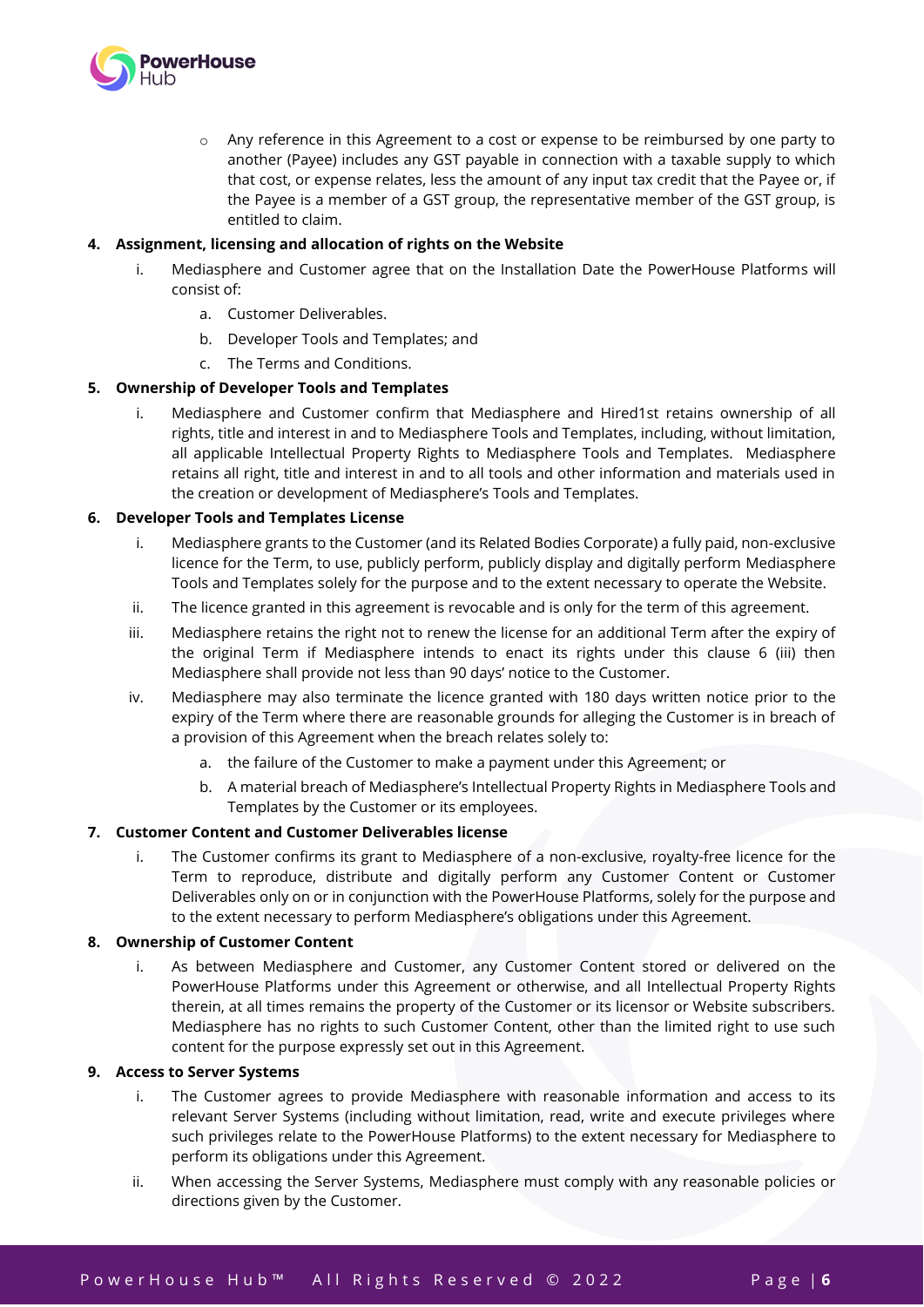- Any reference in this Agreement to a cost or expense to be reimbursed by one party to another (Payee) includes any GST payable in connection with a taxable supply to which that cost, or expense relates, less the amount of any input tax credit that the Payee or, if the Payee is a member of a GST group, the representative member of the GST group, is entitled to claim.

**4. Assignment, licensing and allocation of rights on the Website**

i. Mediasphere and Customer agree that on the Installation Date the PowerHouse Platforms will consist of:

a. Customer Deliverables.

b. Developer Tools and Templates; and

c. The Terms and Conditions.

**5. Ownership of Developer Tools and Templates**

i. Mediasphere and Customer confirm that Mediasphere and Hired1st retains ownership of all rights, title and interest in and to Mediasphere Tools and Templates, including, without limitation, all applicable Intellectual Property Rights to Mediasphere Tools and Templates. Mediasphere retains all right, title and interest in and to all tools and other information and materials used in the creation or development of Mediasphere's Tools and Templates.

**6. Developer Tools and Templates License**

i. Mediasphere grants to the Customer (and its Related Bodies Corporate) a fully paid, non-exclusive licence for the Term, to use, publicly perform, publicly display and digitally perform Mediasphere Tools and Templates solely for the purpose and to the extent necessary to operate the Website.

ii. The licence granted in this agreement is revocable and is only for the term of this agreement.

iii. Mediasphere retains the right not to renew the license for an additional Term after the expiry of the original Term if Mediasphere intends to enact its rights under this clause 6 (iii) then Mediasphere shall provide not less than 90 days' notice to the Customer.

iv. Mediasphere may also terminate the licence granted with 180 days written notice prior to the expiry of the Term where there are reasonable grounds for alleging the Customer is in breach of a provision of this Agreement when the breach relates solely to:

a. the failure of the Customer to make a payment under this Agreement; or

b. A material breach of Mediasphere's Intellectual Property Rights in Mediasphere Tools and Templates by the Customer or its employees.

**7. Customer Content and Customer Deliverables license**

i. The Customer confirms its grant to Mediasphere of a non-exclusive, royalty-free licence for the Term to reproduce, distribute and digitally perform any Customer Content or Customer Deliverables only on or in conjunction with the PowerHouse Platforms, solely for the purpose and to the extent necessary to perform Mediasphere's obligations under this Agreement.

**8. Ownership of Customer Content**

i. As between Mediasphere and Customer, any Customer Content stored or delivered on the PowerHouse Platforms under this Agreement or otherwise, and all Intellectual Property Rights therein, at all times remains the property of the Customer or its licensor or Website subscribers. Mediasphere has no rights to such Customer Content, other than the limited right to use such content for the purpose expressly set out in this Agreement.

**9. Access to Server Systems**

i. The Customer agrees to provide Mediasphere with reasonable information and access to its relevant Server Systems (including without limitation, read, write and execute privileges where such privileges relate to the PowerHouse Platforms) to the extent necessary for Mediasphere to perform its obligations under this Agreement.

ii. When accessing the Server Systems, Mediasphere must comply with any reasonable policies or directions given by the Customer.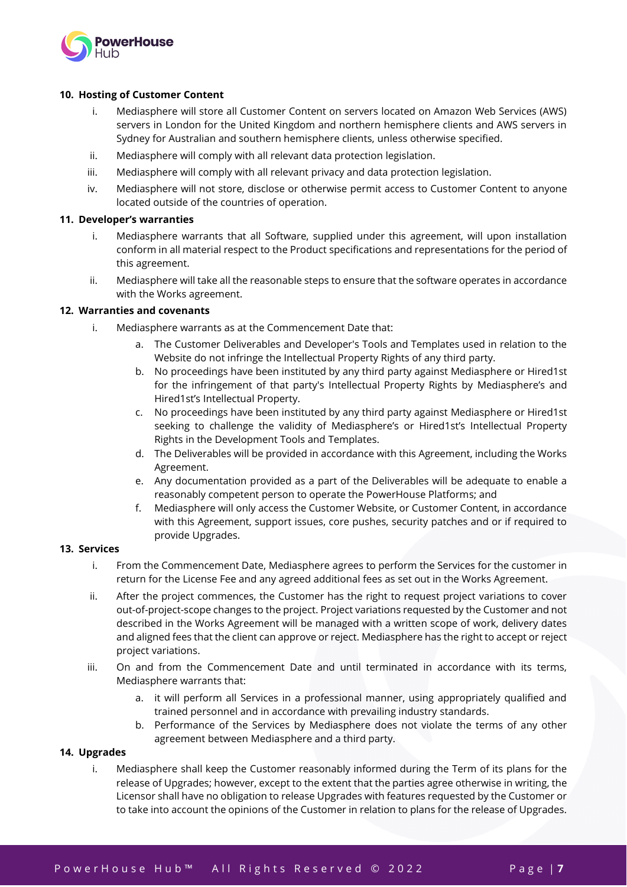## 10. Hosting of Customer Content

i. Mediasphere will store all Customer Content on servers located on Amazon Web Services (AWS) servers in London for the United Kingdom and northern hemisphere clients and AWS servers in Sydney for Australian and southern hemisphere clients, unless otherwise specified.

ii. Mediasphere will comply with all relevant data protection legislation.

iii. Mediasphere will comply with all relevant privacy and data protection legislation.

iv. Mediasphere will not store, disclose or otherwise permit access to Customer Content to anyone located outside of the countries of operation.

## 11. Developer's warranties

i. Mediasphere warrants that all Software, supplied under this agreement, will upon installation conform in all material respect to the Product specifications and representations for the period of this agreement.

ii. Mediasphere will take all the reasonable steps to ensure that the software operates in accordance with the Works agreement.

## 12. Warranties and covenants

i. Mediasphere warrants as at the Commencement Date that:

   a. The Customer Deliverables and Developer's Tools and Templates used in relation to the Website do not infringe the Intellectual Property Rights of any third party.

   b. No proceedings have been instituted by any third party against Mediasphere or Hired1st for the infringement of that party's Intellectual Property Rights by Mediasphere's and Hired1st's Intellectual Property.

   c. No proceedings have been instituted by any third party against Mediasphere or Hired1st seeking to challenge the validity of Mediasphere's or Hired1st's Intellectual Property Rights in the Development Tools and Templates.

   d. The Deliverables will be provided in accordance with this Agreement, including the Works Agreement.

   e. Any documentation provided as a part of the Deliverables will be adequate to enable a reasonably competent person to operate the PowerHouse Platforms; and

   f. Mediasphere will only access the Customer Website, or Customer Content, in accordance with this Agreement, support issues, core pushes, security patches and or if required to provide Upgrades.

## 13. Services

i. From the Commencement Date, Mediasphere agrees to perform the Services for the customer in return for the License Fee and any agreed additional fees as set out in the Works Agreement.

ii. After the project commences, the Customer has the right to request project variations to cover out-of-project-scope changes to the project. Project variations requested by the Customer and not described in the Works Agreement will be managed with a written scope of work, delivery dates and aligned fees that the client can approve or reject. Mediasphere has the right to accept or reject project variations.

iii. On and from the Commencement Date and until terminated in accordance with its terms, Mediasphere warrants that:

   a. it will perform all Services in a professional manner, using appropriately qualified and trained personnel and in accordance with prevailing industry standards.

   b. Performance of the Services by Mediasphere does not violate the terms of any other agreement between Mediasphere and a third party.

## 14. Upgrades

i. Mediasphere shall keep the Customer reasonably informed during the Term of its plans for the release of Upgrades; however, except to the extent that the parties agree otherwise in writing, the Licensor shall have no obligation to release Upgrades with features requested by the Customer or to take into account the opinions of the Customer in relation to plans for the release of Upgrades.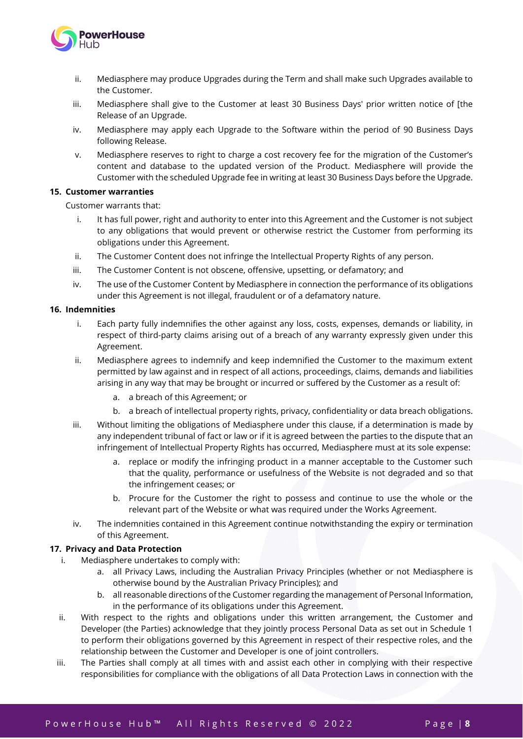ii. Mediasphere may produce Upgrades during the Term and shall make such Upgrades available to the Customer.

iii. Mediasphere shall give to the Customer at least 30 Business Days' prior written notice of [the Release of an Upgrade.

iv. Mediasphere may apply each Upgrade to the Software within the period of 90 Business Days following Release.

v. Mediasphere reserves to right to charge a cost recovery fee for the migration of the Customer's content and database to the updated version of the Product. Mediasphere will provide the Customer with the scheduled Upgrade fee in writing at least 30 Business Days before the Upgrade.

**15. Customer warranties**

Customer warrants that:

i. It has full power, right and authority to enter into this Agreement and the Customer is not subject to any obligations that would prevent or otherwise restrict the Customer from performing its obligations under this Agreement.

ii. The Customer Content does not infringe the Intellectual Property Rights of any person.

iii. The Customer Content is not obscene, offensive, upsetting, or defamatory; and

iv. The use of the Customer Content by Mediasphere in connection the performance of its obligations under this Agreement is not illegal, fraudulent or of a defamatory nature.

**16. Indemnities**

i. Each party fully indemnifies the other against any loss, costs, expenses, demands or liability, in respect of third-party claims arising out of a breach of any warranty expressly given under this Agreement.

ii. Mediasphere agrees to indemnify and keep indemnified the Customer to the maximum extent permitted by law against and in respect of all actions, proceedings, claims, demands and liabilities arising in any way that may be brought or incurred or suffered by the Customer as a result of:

   a. a breach of this Agreement; or

   b. a breach of intellectual property rights, privacy, confidentiality or data breach obligations.

iii. Without limiting the obligations of Mediasphere under this clause, if a determination is made by any independent tribunal of fact or law or if it is agreed between the parties to the dispute that an infringement of Intellectual Property Rights has occurred, Mediasphere must at its sole expense:

   a. replace or modify the infringing product in a manner acceptable to the Customer such that the quality, performance or usefulness of the Website is not degraded and so that the infringement ceases; or

   b. Procure for the Customer the right to possess and continue to use the whole or the relevant part of the Website or what was required under the Works Agreement.

iv. The indemnities contained in this Agreement continue notwithstanding the expiry or termination of this Agreement.

**17. Privacy and Data Protection**

i. Mediasphere undertakes to comply with:

   a. all Privacy Laws, including the Australian Privacy Principles (whether or not Mediasphere is otherwise bound by the Australian Privacy Principles); and

   b. all reasonable directions of the Customer regarding the management of Personal Information, in the performance of its obligations under this Agreement.

ii. With respect to the rights and obligations under this written arrangement, the Customer and Developer (the Parties) acknowledge that they jointly process Personal Data as set out in Schedule 1 to perform their obligations governed by this Agreement in respect of their respective roles, and the relationship between the Customer and Developer is one of joint controllers.

iii. The Parties shall comply at all times with and assist each other in complying with their respective responsibilities for compliance with the obligations of all Data Protection Laws in connection with the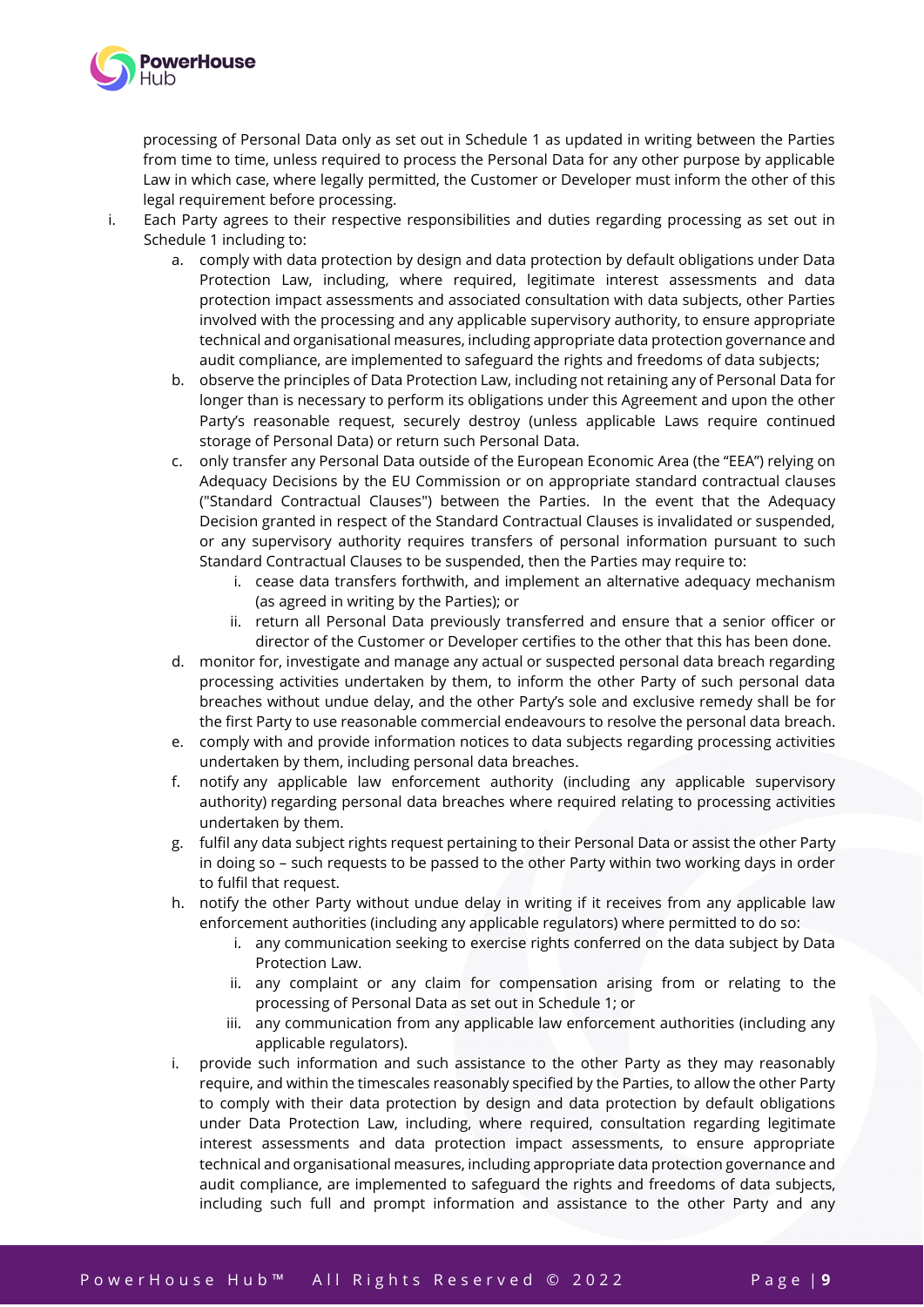processing of Personal Data only as set out in Schedule 1 as updated in writing between the Parties from time to time, unless required to process the Personal Data for any other purpose by applicable Law in which case, where legally permitted, the Customer or Developer must inform the other of this legal requirement before processing.

i. Each Party agrees to their respective responsibilities and duties regarding processing as set out in Schedule 1 including to:
   a. comply with data protection by design and data protection by default obligations under Data Protection Law, including, where required, legitimate interest assessments and data protection impact assessments and associated consultation with data subjects, other Parties involved with the processing and any applicable supervisory authority, to ensure appropriate technical and organisational measures, including appropriate data protection governance and audit compliance, are implemented to safeguard the rights and freedoms of data subjects;
   b. observe the principles of Data Protection Law, including not retaining any of Personal Data for longer than is necessary to perform its obligations under this Agreement and upon the other Party's reasonable request, securely destroy (unless applicable Laws require continued storage of Personal Data) or return such Personal Data.
   c. only transfer any Personal Data outside of the European Economic Area (the "EEA") relying on Adequacy Decisions by the EU Commission or on appropriate standard contractual clauses ("Standard Contractual Clauses") between the Parties. In the event that the Adequacy Decision granted in respect of the Standard Contractual Clauses is invalidated or suspended, or any supervisory authority requires transfers of personal information pursuant to such Standard Contractual Clauses to be suspended, then the Parties may require to:
      i. cease data transfers forthwith, and implement an alternative adequacy mechanism (as agreed in writing by the Parties); or
      ii. return all Personal Data previously transferred and ensure that a senior officer or director of the Customer or Developer certifies to the other that this has been done.
   d. monitor for, investigate and manage any actual or suspected personal data breach regarding processing activities undertaken by them, to inform the other Party of such personal data breaches without undue delay, and the other Party's sole and exclusive remedy shall be for the first Party to use reasonable commercial endeavours to resolve the personal data breach.
   e. comply with and provide information notices to data subjects regarding processing activities undertaken by them, including personal data breaches.
   f. notify any applicable law enforcement authority (including any applicable supervisory authority) regarding personal data breaches where required relating to processing activities undertaken by them.
   g. fulfil any data subject rights request pertaining to their Personal Data or assist the other Party in doing so – such requests to be passed to the other Party within two working days in order to fulfil that request.
   h. notify the other Party without undue delay in writing if it receives from any applicable law enforcement authorities (including any applicable regulators) where permitted to do so:
      i. any communication seeking to exercise rights conferred on the data subject by Data Protection Law.
      ii. any complaint or any claim for compensation arising from or relating to the processing of Personal Data as set out in Schedule 1; or
      iii. any communication from any applicable law enforcement authorities (including any applicable regulators).
   i. provide such information and such assistance to the other Party as they may reasonably require, and within the timescales reasonably specified by the Parties, to allow the other Party to comply with their data protection by design and data protection by default obligations under Data Protection Law, including, where required, consultation regarding legitimate interest assessments and data protection impact assessments, to ensure appropriate technical and organisational measures, including appropriate data protection governance and audit compliance, are implemented to safeguard the rights and freedoms of data subjects, including such full and prompt information and assistance to the other Party and any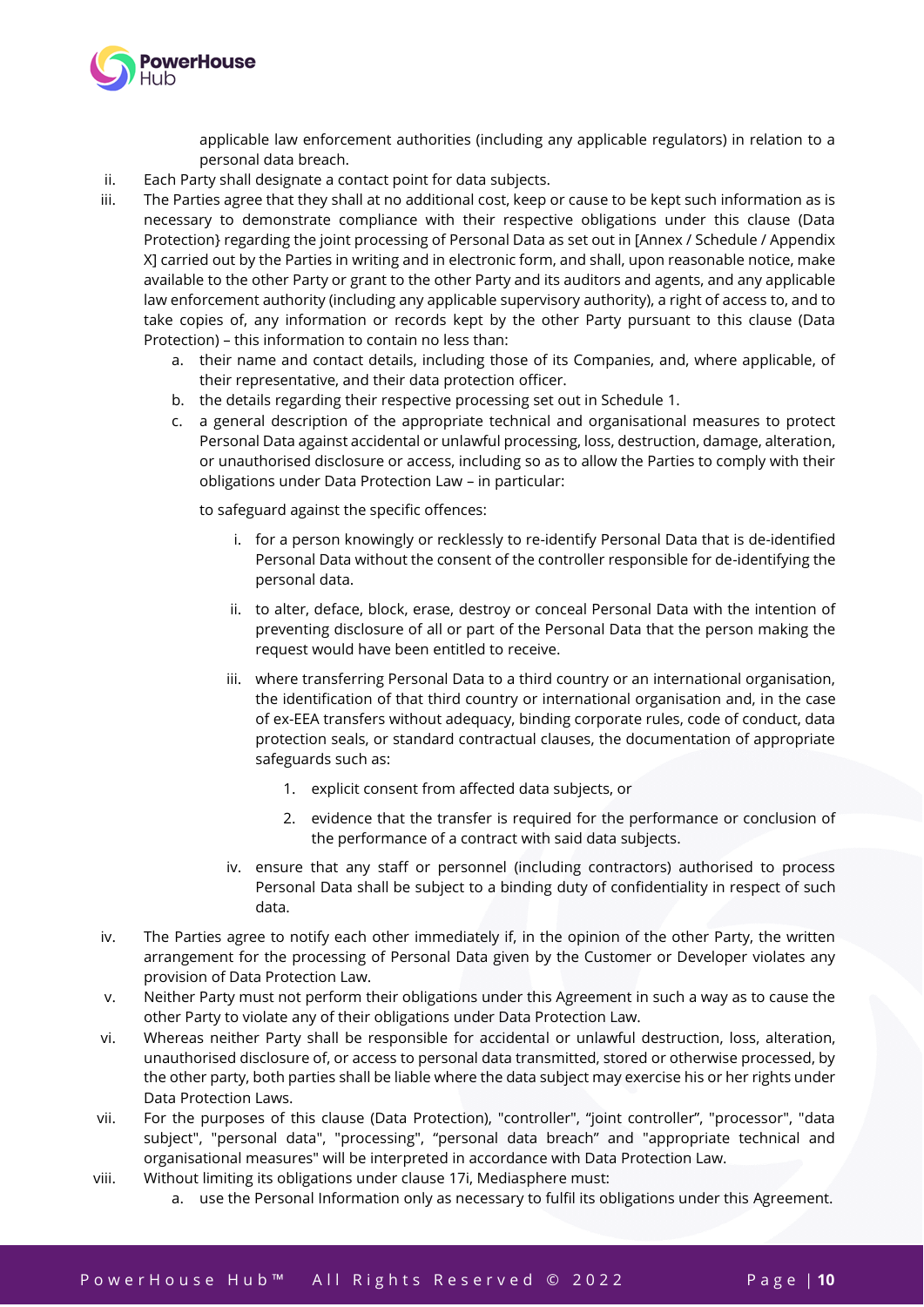applicable law enforcement authorities (including any applicable regulators) in relation to a personal data breach.

ii. Each Party shall designate a contact point for data subjects.

iii. The Parties agree that they shall at no additional cost, keep or cause to be kept such information as is necessary to demonstrate compliance with their respective obligations under this clause (Data Protection} regarding the joint processing of Personal Data as set out in [Annex / Schedule / Appendix X] carried out by the Parties in writing and in electronic form, and shall, upon reasonable notice, make available to the other Party or grant to the other Party and its auditors and agents, and any applicable law enforcement authority (including any applicable supervisory authority), a right of access to, and to take copies of, any information or records kept by the other Party pursuant to this clause (Data Protection) – this information to contain no less than:

   a. their name and contact details, including those of its Companies, and, where applicable, of their representative, and their data protection officer.
   b. the details regarding their respective processing set out in Schedule 1.
   c. a general description of the appropriate technical and organisational measures to protect Personal Data against accidental or unlawful processing, loss, destruction, damage, alteration, or unauthorised disclosure or access, including so as to allow the Parties to comply with their obligations under Data Protection Law – in particular:

   to safeguard against the specific offences:

      i. for a person knowingly or recklessly to re-identify Personal Data that is de-identified Personal Data without the consent of the controller responsible for de-identifying the personal data.

      ii. to alter, deface, block, erase, destroy or conceal Personal Data with the intention of preventing disclosure of all or part of the Personal Data that the person making the request would have been entitled to receive.

      iii. where transferring Personal Data to a third country or an international organisation, the identification of that third country or international organisation and, in the case of ex-EEA transfers without adequacy, binding corporate rules, code of conduct, data protection seals, or standard contractual clauses, the documentation of appropriate safeguards such as:

         1. explicit consent from affected data subjects, or

         2. evidence that the transfer is required for the performance or conclusion of the performance of a contract with said data subjects.

      iv. ensure that any staff or personnel (including contractors) authorised to process Personal Data shall be subject to a binding duty of confidentiality in respect of such data.

iv. The Parties agree to notify each other immediately if, in the opinion of the other Party, the written arrangement for the processing of Personal Data given by the Customer or Developer violates any provision of Data Protection Law.

v. Neither Party must not perform their obligations under this Agreement in such a way as to cause the other Party to violate any of their obligations under Data Protection Law.

vi. Whereas neither Party shall be responsible for accidental or unlawful destruction, loss, alteration, unauthorised disclosure of, or access to personal data transmitted, stored or otherwise processed, by the other party, both parties shall be liable where the data subject may exercise his or her rights under Data Protection Laws.

vii. For the purposes of this clause (Data Protection), "controller", "joint controller", "processor", "data subject", "personal data", "processing", "personal data breach" and "appropriate technical and organisational measures" will be interpreted in accordance with Data Protection Law.

viii. Without limiting its obligations under clause 17i, Mediasphere must:

   a. use the Personal Information only as necessary to fulfil its obligations under this Agreement.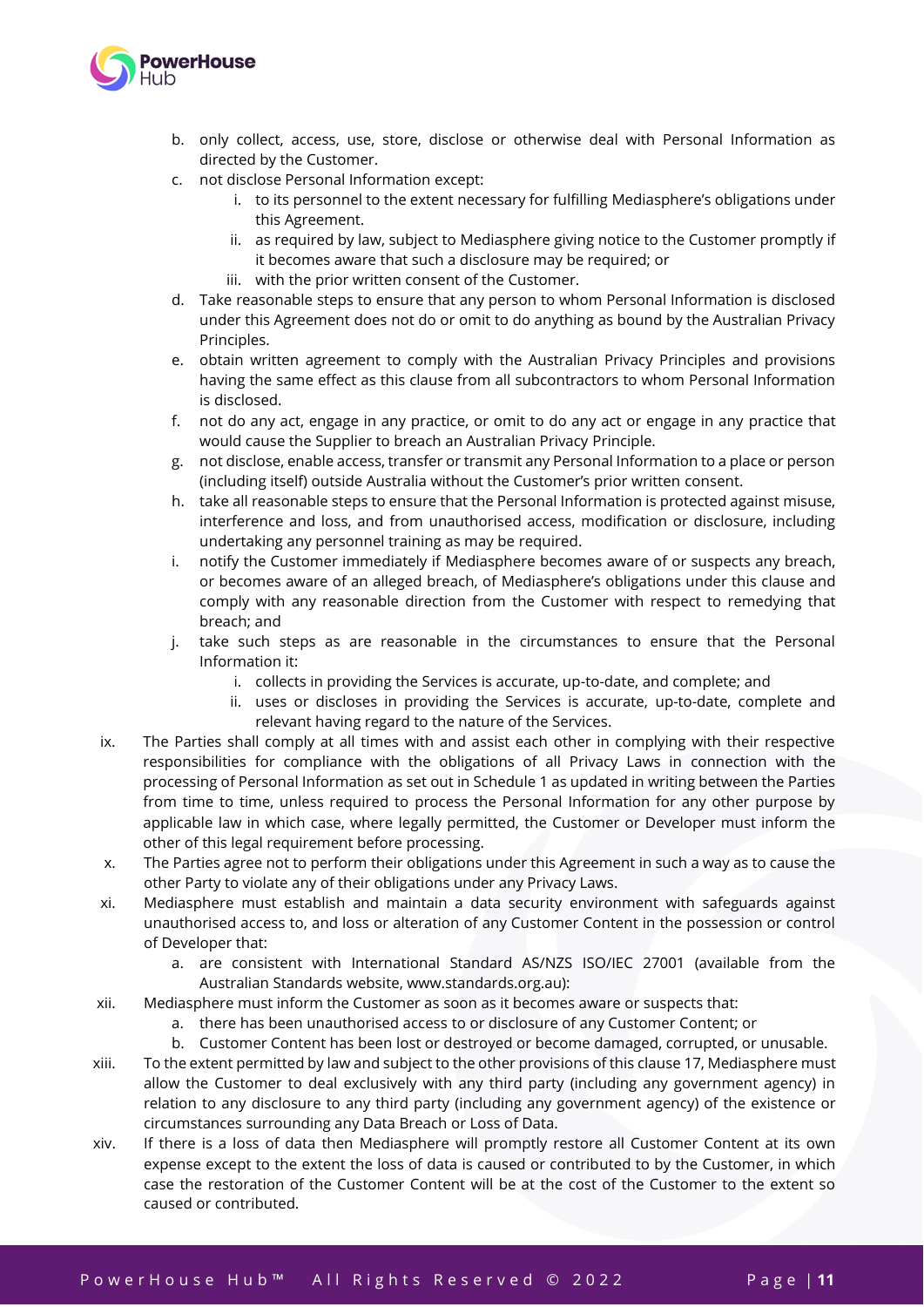b. only collect, access, use, store, disclose or otherwise deal with Personal Information as directed by the Customer.

c. not disclose Personal Information except:

   i. to its personnel to the extent necessary for fulfilling Mediasphere's obligations under this Agreement.

   ii. as required by law, subject to Mediasphere giving notice to the Customer promptly if it becomes aware that such a disclosure may be required; or

   iii. with the prior written consent of the Customer.

d. Take reasonable steps to ensure that any person to whom Personal Information is disclosed under this Agreement does not do or omit to do anything as bound by the Australian Privacy Principles.

e. obtain written agreement to comply with the Australian Privacy Principles and provisions having the same effect as this clause from all subcontractors to whom Personal Information is disclosed.

f. not do any act, engage in any practice, or omit to do any act or engage in any practice that would cause the Supplier to breach an Australian Privacy Principle.

g. not disclose, enable access, transfer or transmit any Personal Information to a place or person (including itself) outside Australia without the Customer's prior written consent.

h. take all reasonable steps to ensure that the Personal Information is protected against misuse, interference and loss, and from unauthorised access, modification or disclosure, including undertaking any personnel training as may be required.

i. notify the Customer immediately if Mediasphere becomes aware of or suspects any breach, or becomes aware of an alleged breach, of Mediasphere's obligations under this clause and comply with any reasonable direction from the Customer with respect to remedying that breach; and

j. take such steps as are reasonable in the circumstances to ensure that the Personal Information it:

   i. collects in providing the Services is accurate, up-to-date, and complete; and

   ii. uses or discloses in providing the Services is accurate, up-to-date, complete and relevant having regard to the nature of the Services.

ix. The Parties shall comply at all times with and assist each other in complying with their respective responsibilities for compliance with the obligations of all Privacy Laws in connection with the processing of Personal Information as set out in Schedule 1 as updated in writing between the Parties from time to time, unless required to process the Personal Information for any other purpose by applicable law in which case, where legally permitted, the Customer or Developer must inform the other of this legal requirement before processing.

x. The Parties agree not to perform their obligations under this Agreement in such a way as to cause the other Party to violate any of their obligations under any Privacy Laws.

xi. Mediasphere must establish and maintain a data security environment with safeguards against unauthorised access to, and loss or alteration of any Customer Content in the possession or control of Developer that:

   a. are consistent with International Standard AS/NZS ISO/IEC 27001 (available from the Australian Standards website, www.standards.org.au):

xii. Mediasphere must inform the Customer as soon as it becomes aware or suspects that:

   a. there has been unauthorised access to or disclosure of any Customer Content; or

   b. Customer Content has been lost or destroyed or become damaged, corrupted, or unusable.

xiii. To the extent permitted by law and subject to the other provisions of this clause 17, Mediasphere must allow the Customer to deal exclusively with any third party (including any government agency) in relation to any disclosure to any third party (including any government agency) of the existence or circumstances surrounding any Data Breach or Loss of Data.

xiv. If there is a loss of data then Mediasphere will promptly restore all Customer Content at its own expense except to the extent the loss of data is caused or contributed to by the Customer, in which case the restoration of the Customer Content will be at the cost of the Customer to the extent so caused or contributed.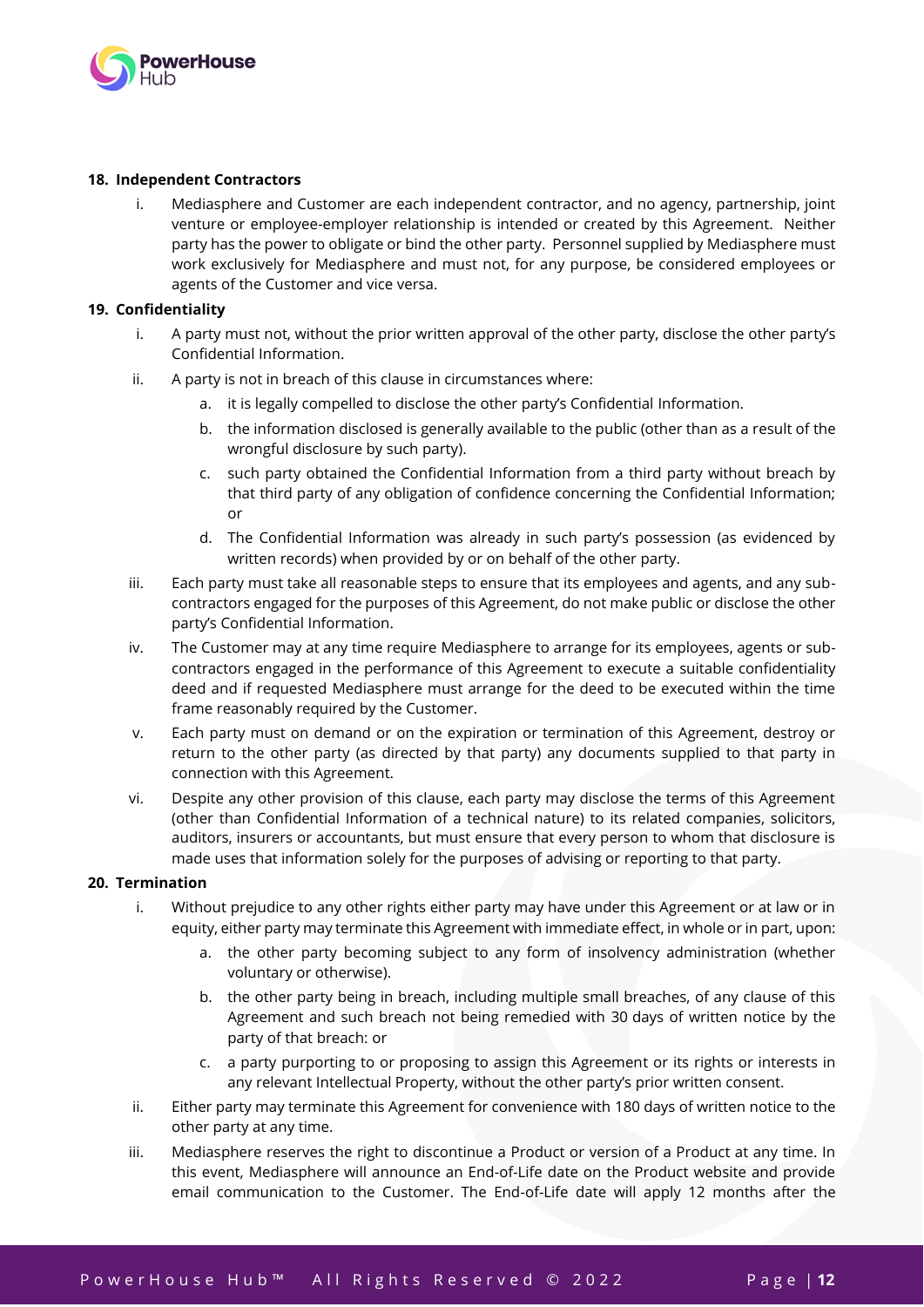**18. Independent Contractors**

i. Mediasphere and Customer are each independent contractor, and no agency, partnership, joint venture or employee-employer relationship is intended or created by this Agreement. Neither party has the power to obligate or bind the other party. Personnel supplied by Mediasphere must work exclusively for Mediasphere and must not, for any purpose, be considered employees or agents of the Customer and vice versa.

**19. Confidentiality**

i. A party must not, without the prior written approval of the other party, disclose the other party's Confidential Information.

ii. A party is not in breach of this clause in circumstances where:

   a. it is legally compelled to disclose the other party's Confidential Information.

   b. the information disclosed is generally available to the public (other than as a result of the wrongful disclosure by such party).

   c. such party obtained the Confidential Information from a third party without breach by that third party of any obligation of confidence concerning the Confidential Information; or

   d. The Confidential Information was already in such party's possession (as evidenced by written records) when provided by or on behalf of the other party.

iii. Each party must take all reasonable steps to ensure that its employees and agents, and any sub-contractors engaged for the purposes of this Agreement, do not make public or disclose the other party's Confidential Information.

iv. The Customer may at any time require Mediasphere to arrange for its employees, agents or sub-contractors engaged in the performance of this Agreement to execute a suitable confidentiality deed and if requested Mediasphere must arrange for the deed to be executed within the time frame reasonably required by the Customer.

v. Each party must on demand or on the expiration or termination of this Agreement, destroy or return to the other party (as directed by that party) any documents supplied to that party in connection with this Agreement.

vi. Despite any other provision of this clause, each party may disclose the terms of this Agreement (other than Confidential Information of a technical nature) to its related companies, solicitors, auditors, insurers or accountants, but must ensure that every person to whom that disclosure is made uses that information solely for the purposes of advising or reporting to that party.

**20. Termination**

i. Without prejudice to any other rights either party may have under this Agreement or at law or in equity, either party may terminate this Agreement with immediate effect, in whole or in part, upon:

   a. the other party becoming subject to any form of insolvency administration (whether voluntary or otherwise).

   b. the other party being in breach, including multiple small breaches, of any clause of this Agreement and such breach not being remedied with 30 days of written notice by the party of that breach: or

   c. a party purporting to or proposing to assign this Agreement or its rights or interests in any relevant Intellectual Property, without the other party's prior written consent.

ii. Either party may terminate this Agreement for convenience with 180 days of written notice to the other party at any time.

iii. Mediasphere reserves the right to discontinue a Product or version of a Product at any time. In this event, Mediasphere will announce an End-of-Life date on the Product website and provide email communication to the Customer. The End-of-Life date will apply 12 months after the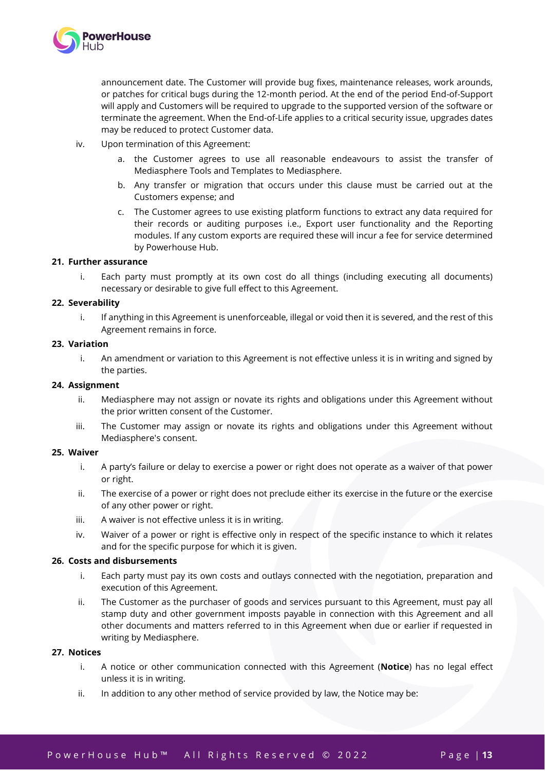announcement date. The Customer will provide bug fixes, maintenance releases, work arounds, or patches for critical bugs during the 12-month period. At the end of the period End-of-Support will apply and Customers will be required to upgrade to the supported version of the software or terminate the agreement. When the End-of-Life applies to a critical security issue, upgrades dates may be reduced to protect Customer data.

iv. Upon termination of this Agreement:

   a. the Customer agrees to use all reasonable endeavours to assist the transfer of Mediasphere Tools and Templates to Mediasphere.

   b. Any transfer or migration that occurs under this clause must be carried out at the Customers expense; and

   c. The Customer agrees to use existing platform functions to extract any data required for their records or auditing purposes i.e., Export user functionality and the Reporting modules. If any custom exports are required these will incur a fee for service determined by Powerhouse Hub.

**21. Further assurance**

i. Each party must promptly at its own cost do all things (including executing all documents) necessary or desirable to give full effect to this Agreement.

**22. Severability**

i. If anything in this Agreement is unenforceable, illegal or void then it is severed, and the rest of this Agreement remains in force.

**23. Variation**

i. An amendment or variation to this Agreement is not effective unless it is in writing and signed by the parties.

**24. Assignment**

ii. Mediasphere may not assign or novate its rights and obligations under this Agreement without the prior written consent of the Customer.

iii. The Customer may assign or novate its rights and obligations under this Agreement without Mediasphere's consent.

**25. Waiver**

i. A party's failure or delay to exercise a power or right does not operate as a waiver of that power or right.

ii. The exercise of a power or right does not preclude either its exercise in the future or the exercise of any other power or right.

iii. A waiver is not effective unless it is in writing.

iv. Waiver of a power or right is effective only in respect of the specific instance to which it relates and for the specific purpose for which it is given.

**26. Costs and disbursements**

i. Each party must pay its own costs and outlays connected with the negotiation, preparation and execution of this Agreement.

ii. The Customer as the purchaser of goods and services pursuant to this Agreement, must pay all stamp duty and other government imposts payable in connection with this Agreement and all other documents and matters referred to in this Agreement when due or earlier if requested in writing by Mediasphere.

**27. Notices**

i. A notice or other communication connected with this Agreement (**Notice**) has no legal effect unless it is in writing.

ii. In addition to any other method of service provided by law, the Notice may be: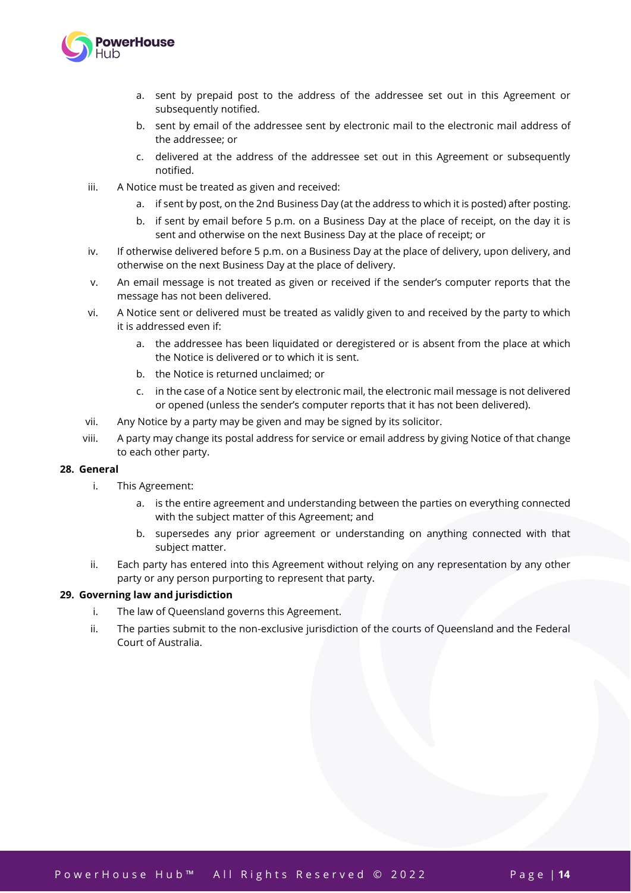a. sent by prepaid post to the address of the addressee set out in this Agreement or subsequently notified.
   b. sent by email of the addressee sent by electronic mail to the electronic mail address of the addressee; or
   c. delivered at the address of the addressee set out in this Agreement or subsequently notified.

iii. A Notice must be treated as given and received:
   a. if sent by post, on the 2nd Business Day (at the address to which it is posted) after posting.
   b. if sent by email before 5 p.m. on a Business Day at the place of receipt, on the day it is sent and otherwise on the next Business Day at the place of receipt; or

iv. If otherwise delivered before 5 p.m. on a Business Day at the place of delivery, upon delivery, and otherwise on the next Business Day at the place of delivery.

v. An email message is not treated as given or received if the sender's computer reports that the message has not been delivered.

vi. A Notice sent or delivered must be treated as validly given to and received by the party to which it is addressed even if:
   a. the addressee has been liquidated or deregistered or is absent from the place at which the Notice is delivered or to which it is sent.
   b. the Notice is returned unclaimed; or
   c. in the case of a Notice sent by electronic mail, the electronic mail message is not delivered or opened (unless the sender's computer reports that it has not been delivered).

vii. Any Notice by a party may be given and may be signed by its solicitor.

viii. A party may change its postal address for service or email address by giving Notice of that change to each other party.

**28. General**

i. This Agreement:
   a. is the entire agreement and understanding between the parties on everything connected with the subject matter of this Agreement; and
   b. supersedes any prior agreement or understanding on anything connected with that subject matter.

ii. Each party has entered into this Agreement without relying on any representation by any other party or any person purporting to represent that party.

**29. Governing law and jurisdiction**

i. The law of Queensland governs this Agreement.

ii. The parties submit to the non-exclusive jurisdiction of the courts of Queensland and the Federal Court of Australia.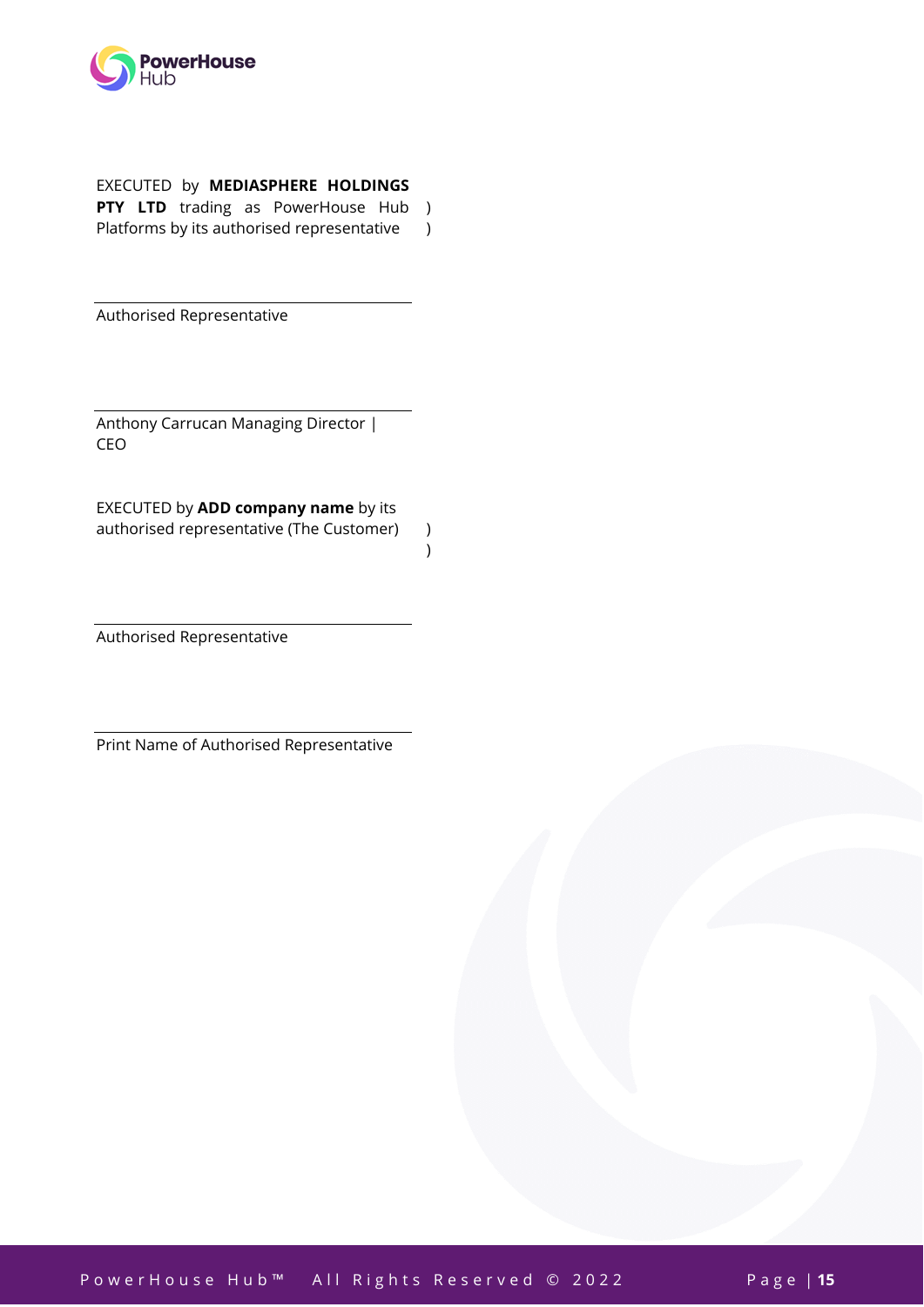EXECUTED by **MEDIASPHERE HOLDINGS PTY LTD** trading as PowerHouse Hub Platforms by its authorised representative )
)

______________________________
Authorised Representative

______________________________
Anthony Carrucan Managing Director | CEO

EXECUTED by **ADD company name** by its authorised representative (The Customer) )
)

______________________________
Authorised Representative

______________________________
Print Name of Authorised Representative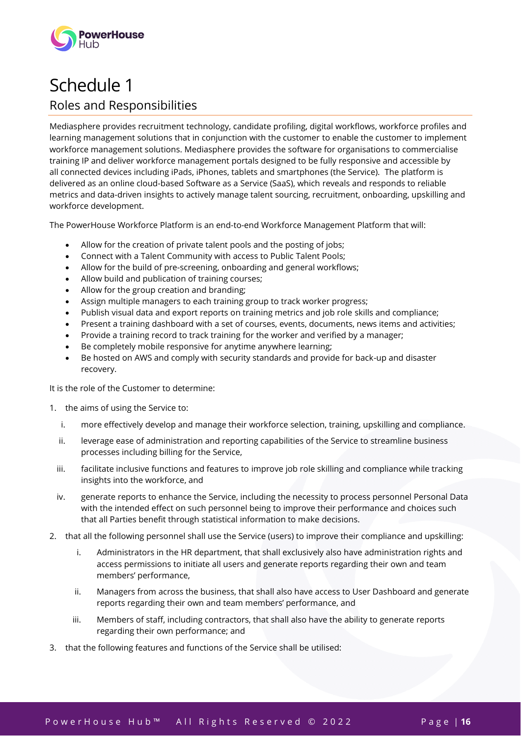# Schedule 1

## Roles and Responsibilities

Mediasphere provides recruitment technology, candidate profiling, digital workflows, workforce profiles and learning management solutions that in conjunction with the customer to enable the customer to implement workforce management solutions. Mediasphere provides the software for organisations to commercialise training IP and deliver workforce management portals designed to be fully responsive and accessible by all connected devices including iPads, iPhones, tablets and smartphones (the Service). The platform is delivered as an online cloud-based Software as a Service (SaaS), which reveals and responds to reliable metrics and data-driven insights to actively manage talent sourcing, recruitment, onboarding, upskilling and workforce development.

The PowerHouse Workforce Platform is an end-to-end Workforce Management Platform that will:

- Allow for the creation of private talent pools and the posting of jobs;
- Connect with a Talent Community with access to Public Talent Pools;
- Allow for the build of pre-screening, onboarding and general workflows;
- Allow build and publication of training courses;
- Allow for the group creation and branding;
- Assign multiple managers to each training group to track worker progress;
- Publish visual data and export reports on training metrics and job role skills and compliance;
- Present a training dashboard with a set of courses, events, documents, news items and activities;
- Provide a training record to track training for the worker and verified by a manager;
- Be completely mobile responsive for anytime anywhere learning;
- Be hosted on AWS and comply with security standards and provide for back-up and disaster recovery.

It is the role of the Customer to determine:

1. the aims of using the Service to:
   i. more effectively develop and manage their workforce selection, training, upskilling and compliance.
   ii. leverage ease of administration and reporting capabilities of the Service to streamline business processes including billing for the Service,
   iii. facilitate inclusive functions and features to improve job role skilling and compliance while tracking insights into the workforce, and
   iv. generate reports to enhance the Service, including the necessity to process personnel Personal Data with the intended effect on such personnel being to improve their performance and choices such that all Parties benefit through statistical information to make decisions.
2. that all the following personnel shall use the Service (users) to improve their compliance and upskilling:
   i. Administrators in the HR department, that shall exclusively also have administration rights and access permissions to initiate all users and generate reports regarding their own and team members' performance,
   ii. Managers from across the business, that shall also have access to User Dashboard and generate reports regarding their own and team members' performance, and
   iii. Members of staff, including contractors, that shall also have the ability to generate reports regarding their own performance; and
3. that the following features and functions of the Service shall be utilised: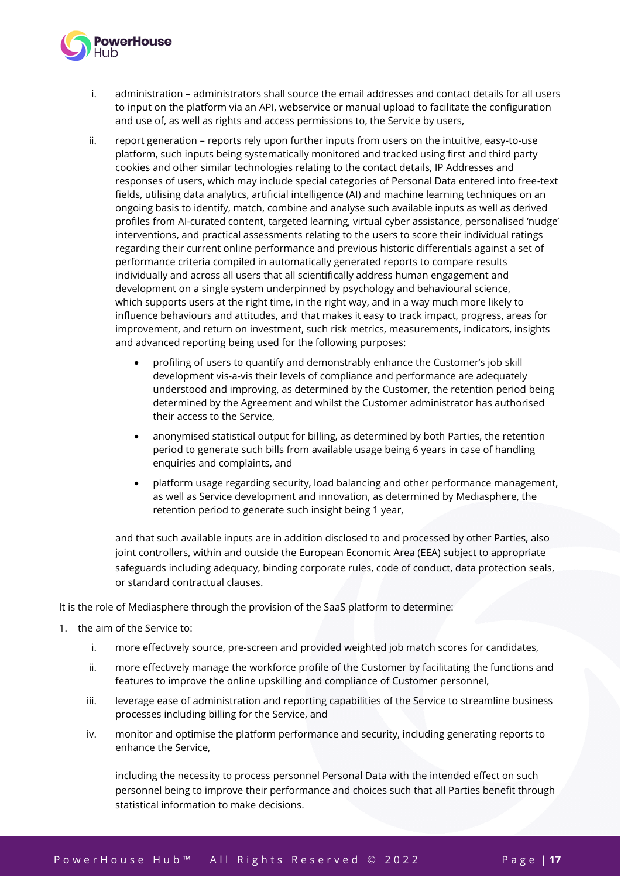i. administration – administrators shall source the email addresses and contact details for all users to input on the platform via an API, webservice or manual upload to facilitate the configuration and use of, as well as rights and access permissions to, the Service by users,

ii. report generation – reports rely upon further inputs from users on the intuitive, easy-to-use platform, such inputs being systematically monitored and tracked using first and third party cookies and other similar technologies relating to the contact details, IP Addresses and responses of users, which may include special categories of Personal Data entered into free-text fields, utilising data analytics, artificial intelligence (AI) and machine learning techniques on an ongoing basis to identify, match, combine and analyse such available inputs as well as derived profiles from AI-curated content, targeted learning, virtual cyber assistance, personalised 'nudge' interventions, and practical assessments relating to the users to score their individual ratings regarding their current online performance and previous historic differentials against a set of performance criteria compiled in automatically generated reports to compare results individually and across all users that all scientifically address human engagement and development on a single system underpinned by psychology and behavioural science, which supports users at the right time, in the right way, and in a way much more likely to influence behaviours and attitudes, and that makes it easy to track impact, progress, areas for improvement, and return on investment, such risk metrics, measurements, indicators, insights and advanced reporting being used for the following purposes:

- profiling of users to quantify and demonstrably enhance the Customer's job skill development vis-a-vis their levels of compliance and performance are adequately understood and improving, as determined by the Customer, the retention period being determined by the Agreement and whilst the Customer administrator has authorised their access to the Service,
- anonymised statistical output for billing, as determined by both Parties, the retention period to generate such bills from available usage being 6 years in case of handling enquiries and complaints, and
- platform usage regarding security, load balancing and other performance management, as well as Service development and innovation, as determined by Mediasphere, the retention period to generate such insight being 1 year,

and that such available inputs are in addition disclosed to and processed by other Parties, also joint controllers, within and outside the European Economic Area (EEA) subject to appropriate safeguards including adequacy, binding corporate rules, code of conduct, data protection seals, or standard contractual clauses.

It is the role of Mediasphere through the provision of the SaaS platform to determine:

1. the aim of the Service to:

   i. more effectively source, pre-screen and provided weighted job match scores for candidates,

   ii. more effectively manage the workforce profile of the Customer by facilitating the functions and features to improve the online upskilling and compliance of Customer personnel,

   iii. leverage ease of administration and reporting capabilities of the Service to streamline business processes including billing for the Service, and

   iv. monitor and optimise the platform performance and security, including generating reports to enhance the Service,

   including the necessity to process personnel Personal Data with the intended effect on such personnel being to improve their performance and choices such that all Parties benefit through statistical information to make decisions.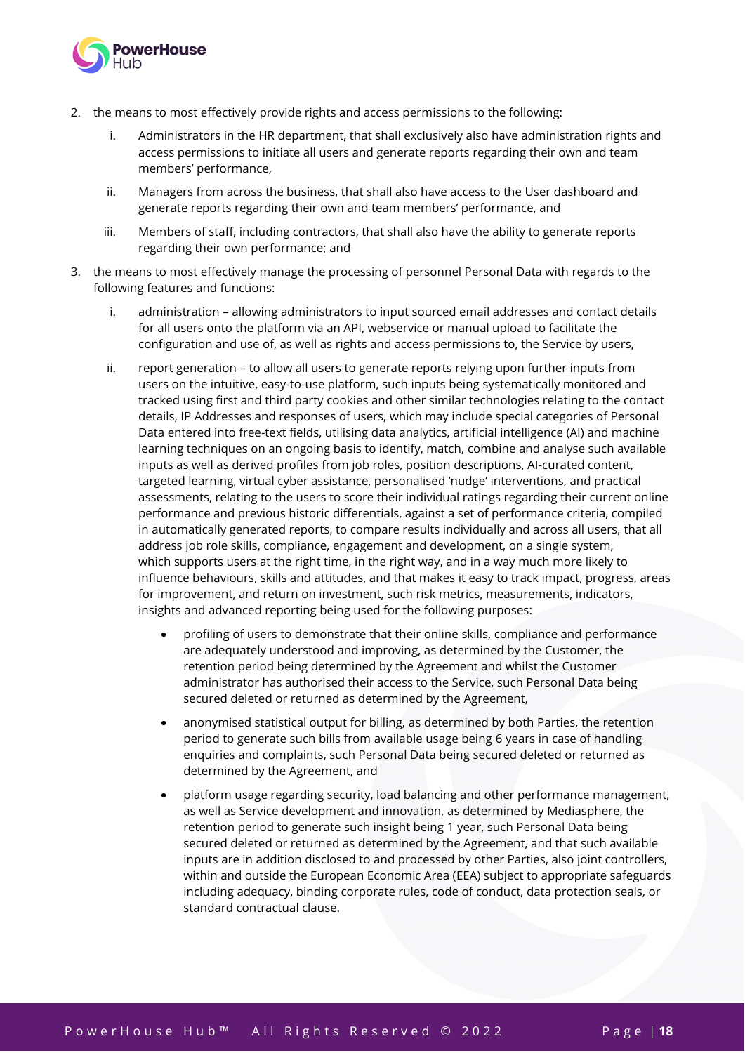2. the means to most effectively provide rights and access permissions to the following:

   i. Administrators in the HR department, that shall exclusively also have administration rights and access permissions to initiate all users and generate reports regarding their own and team members' performance,

   ii. Managers from across the business, that shall also have access to the User dashboard and generate reports regarding their own and team members' performance, and

   iii. Members of staff, including contractors, that shall also have the ability to generate reports regarding their own performance; and

3. the means to most effectively manage the processing of personnel Personal Data with regards to the following features and functions:

   i. administration – allowing administrators to input sourced email addresses and contact details for all users onto the platform via an API, webservice or manual upload to facilitate the configuration and use of, as well as rights and access permissions to, the Service by users,

   ii. report generation – to allow all users to generate reports relying upon further inputs from users on the intuitive, easy-to-use platform, such inputs being systematically monitored and tracked using first and third party cookies and other similar technologies relating to the contact details, IP Addresses and responses of users, which may include special categories of Personal Data entered into free-text fields, utilising data analytics, artificial intelligence (AI) and machine learning techniques on an ongoing basis to identify, match, combine and analyse such available inputs as well as derived profiles from job roles, position descriptions, AI-curated content, targeted learning, virtual cyber assistance, personalised 'nudge' interventions, and practical assessments, relating to the users to score their individual ratings regarding their current online performance and previous historic differentials, against a set of performance criteria, compiled in automatically generated reports, to compare results individually and across all users, that all address job role skills, compliance, engagement and development, on a single system, which supports users at the right time, in the right way, and in a way much more likely to influence behaviours, skills and attitudes, and that makes it easy to track impact, progress, areas for improvement, and return on investment, such risk metrics, measurements, indicators, insights and advanced reporting being used for the following purposes:

      - profiling of users to demonstrate that their online skills, compliance and performance are adequately understood and improving, as determined by the Customer, the retention period being determined by the Agreement and whilst the Customer administrator has authorised their access to the Service, such Personal Data being secured deleted or returned as determined by the Agreement,

      - anonymised statistical output for billing, as determined by both Parties, the retention period to generate such bills from available usage being 6 years in case of handling enquiries and complaints, such Personal Data being secured deleted or returned as determined by the Agreement, and

      - platform usage regarding security, load balancing and other performance management, as well as Service development and innovation, as determined by Mediasphere, the retention period to generate such insight being 1 year, such Personal Data being secured deleted or returned as determined by the Agreement, and that such available inputs are in addition disclosed to and processed by other Parties, also joint controllers, within and outside the European Economic Area (EEA) subject to appropriate safeguards including adequacy, binding corporate rules, code of conduct, data protection seals, or standard contractual clause.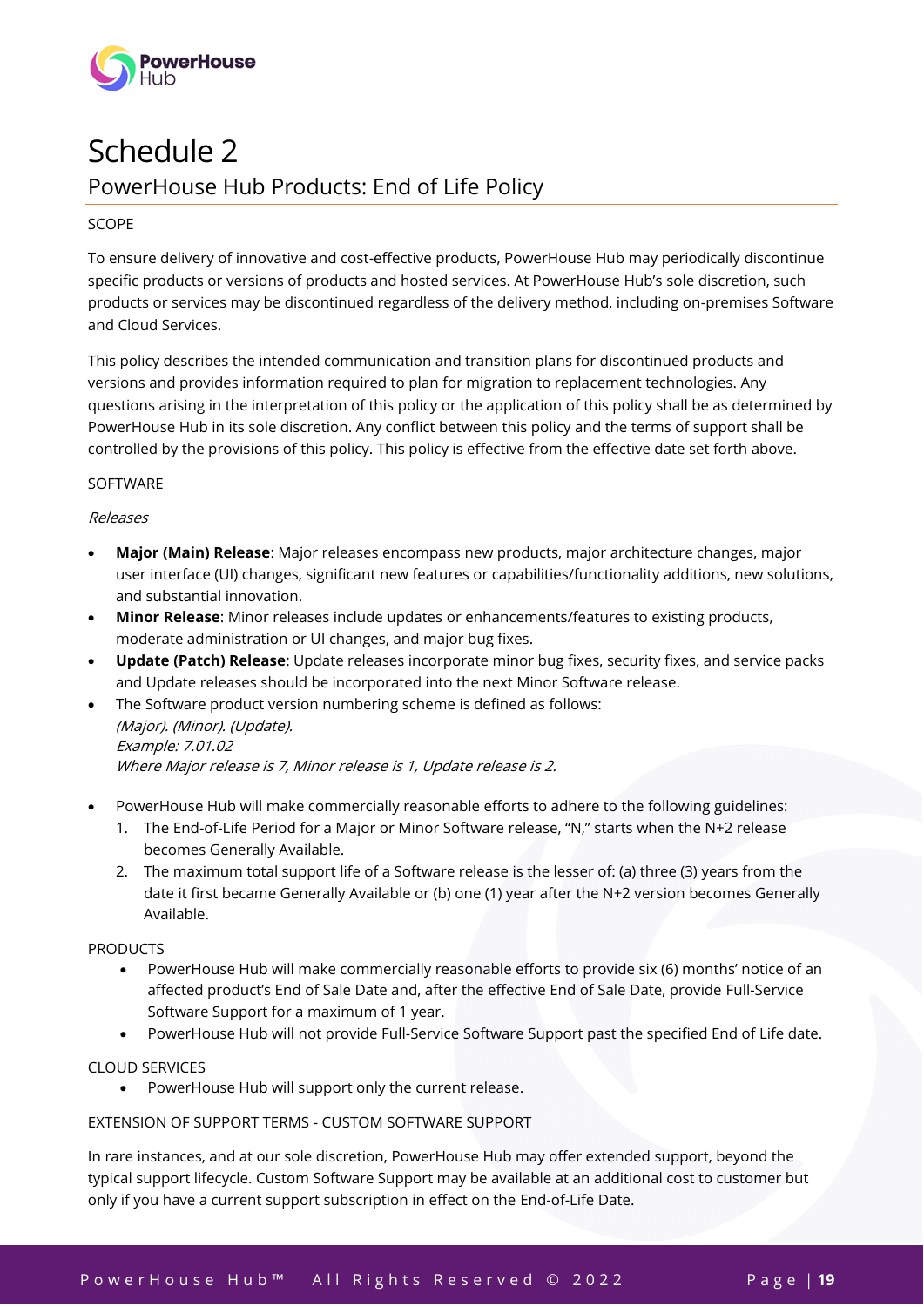# Schedule 2

## PowerHouse Hub Products: End of Life Policy

SCOPE

To ensure delivery of innovative and cost-effective products, PowerHouse Hub may periodically discontinue specific products or versions of products and hosted services. At PowerHouse Hub's sole discretion, such products or services may be discontinued regardless of the delivery method, including on-premises Software and Cloud Services.

This policy describes the intended communication and transition plans for discontinued products and versions and provides information required to plan for migration to replacement technologies. Any questions arising in the interpretation of this policy or the application of this policy shall be as determined by PowerHouse Hub in its sole discretion. Any conflict between this policy and the terms of support shall be controlled by the provisions of this policy. This policy is effective from the effective date set forth above.

SOFTWARE

*Releases*

- **Major (Main) Release**: Major releases encompass new products, major architecture changes, major user interface (UI) changes, significant new features or capabilities/functionality additions, new solutions, and substantial innovation.
- **Minor Release**: Minor releases include updates or enhancements/features to existing products, moderate administration or UI changes, and major bug fixes.
- **Update (Patch) Release**: Update releases incorporate minor bug fixes, security fixes, and service packs and Update releases should be incorporated into the next Minor Software release.
- The Software product version numbering scheme is defined as follows:
  *(Major). (Minor). (Update).*
  *Example: 7.01.02*
  *Where Major release is 7, Minor release is 1, Update release is 2.*

- PowerHouse Hub will make commercially reasonable efforts to adhere to the following guidelines:
  1. The End-of-Life Period for a Major or Minor Software release, "N," starts when the N+2 release becomes Generally Available.
  2. The maximum total support life of a Software release is the lesser of: (a) three (3) years from the date it first became Generally Available or (b) one (1) year after the N+2 version becomes Generally Available.

PRODUCTS

- PowerHouse Hub will make commercially reasonable efforts to provide six (6) months' notice of an affected product's End of Sale Date and, after the effective End of Sale Date, provide Full-Service Software Support for a maximum of 1 year.
- PowerHouse Hub will not provide Full-Service Software Support past the specified End of Life date.

CLOUD SERVICES

- PowerHouse Hub will support only the current release.

EXTENSION OF SUPPORT TERMS - CUSTOM SOFTWARE SUPPORT

In rare instances, and at our sole discretion, PowerHouse Hub may offer extended support, beyond the typical support lifecycle. Custom Software Support may be available at an additional cost to customer but only if you have a current support subscription in effect on the End-of-Life Date.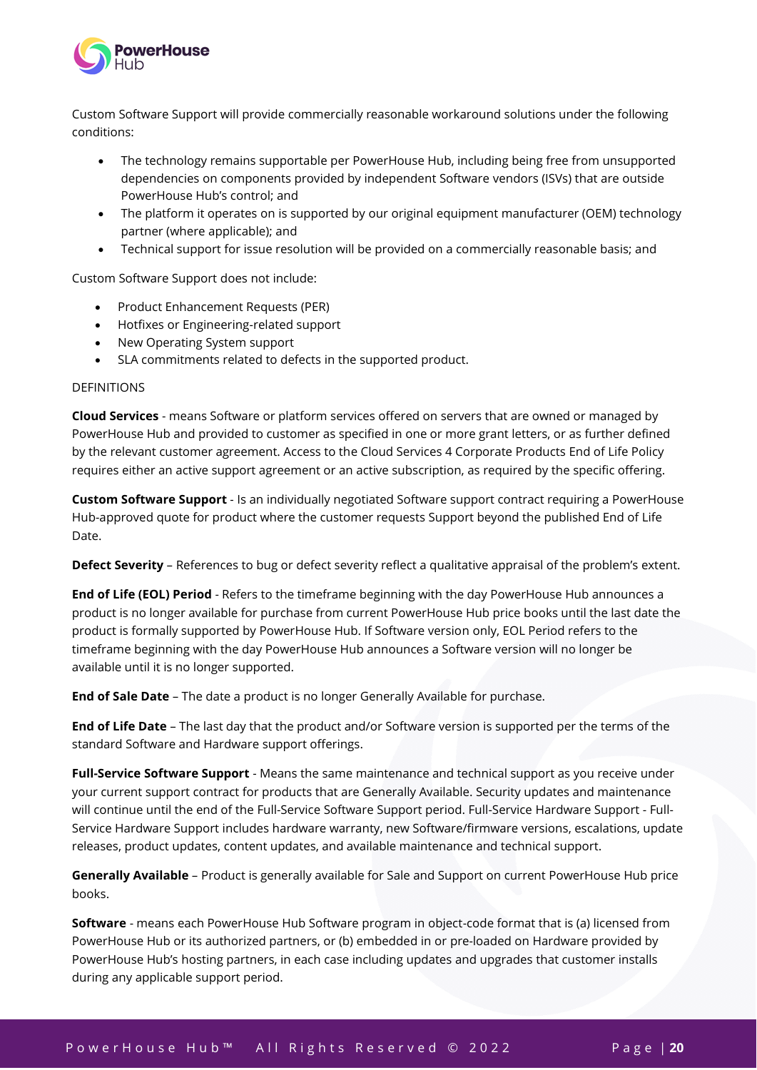Custom Software Support will provide commercially reasonable workaround solutions under the following conditions:

- The technology remains supportable per PowerHouse Hub, including being free from unsupported dependencies on components provided by independent Software vendors (ISVs) that are outside PowerHouse Hub's control; and
- The platform it operates on is supported by our original equipment manufacturer (OEM) technology partner (where applicable); and
- Technical support for issue resolution will be provided on a commercially reasonable basis; and

Custom Software Support does not include:

- Product Enhancement Requests (PER)
- Hotfixes or Engineering-related support
- New Operating System support
- SLA commitments related to defects in the supported product.

DEFINITIONS

**Cloud Services** - means Software or platform services offered on servers that are owned or managed by PowerHouse Hub and provided to customer as specified in one or more grant letters, or as further defined by the relevant customer agreement. Access to the Cloud Services 4 Corporate Products End of Life Policy requires either an active support agreement or an active subscription, as required by the specific offering.

**Custom Software Support** - Is an individually negotiated Software support contract requiring a PowerHouse Hub-approved quote for product where the customer requests Support beyond the published End of Life Date.

**Defect Severity** – References to bug or defect severity reflect a qualitative appraisal of the problem's extent.

**End of Life (EOL) Period** - Refers to the timeframe beginning with the day PowerHouse Hub announces a product is no longer available for purchase from current PowerHouse Hub price books until the last date the product is formally supported by PowerHouse Hub. If Software version only, EOL Period refers to the timeframe beginning with the day PowerHouse Hub announces a Software version will no longer be available until it is no longer supported.

**End of Sale Date** – The date a product is no longer Generally Available for purchase.

**End of Life Date** – The last day that the product and/or Software version is supported per the terms of the standard Software and Hardware support offerings.

**Full-Service Software Support** - Means the same maintenance and technical support as you receive under your current support contract for products that are Generally Available. Security updates and maintenance will continue until the end of the Full-Service Software Support period. Full-Service Hardware Support - Full-Service Hardware Support includes hardware warranty, new Software/firmware versions, escalations, update releases, product updates, content updates, and available maintenance and technical support.

**Generally Available** – Product is generally available for Sale and Support on current PowerHouse Hub price books.

**Software** - means each PowerHouse Hub Software program in object-code format that is (a) licensed from PowerHouse Hub or its authorized partners, or (b) embedded in or pre-loaded on Hardware provided by PowerHouse Hub's hosting partners, in each case including updates and upgrades that customer installs during any applicable support period.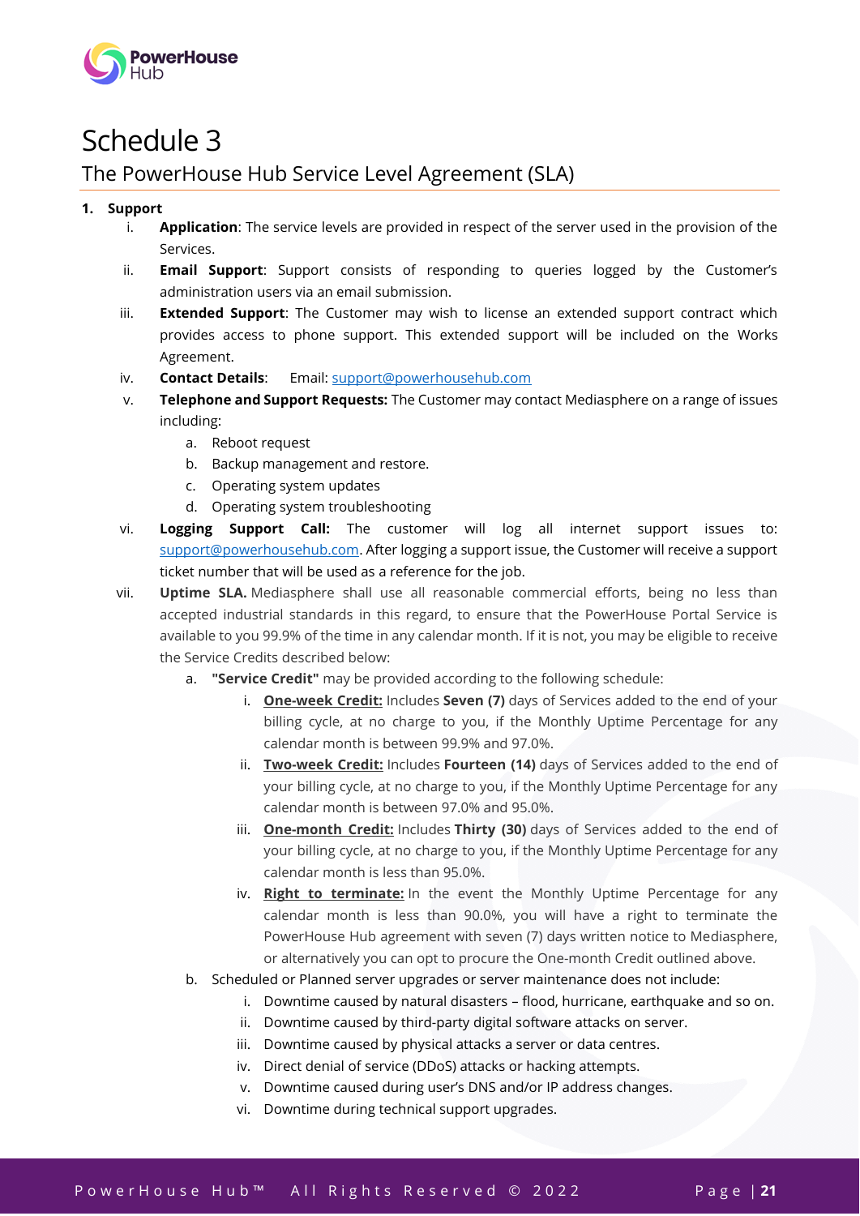# Schedule 3

## The PowerHouse Hub Service Level Agreement (SLA)

**1. Support**

i. **Application**: The service levels are provided in respect of the server used in the provision of the Services.

ii. **Email Support**: Support consists of responding to queries logged by the Customer's administration users via an email submission.

iii. **Extended Support**: The Customer may wish to license an extended support contract which provides access to phone support. This extended support will be included on the Works Agreement.

iv. **Contact Details**: Email: support@powerhousehub.com

v. **Telephone and Support Requests:** The Customer may contact Mediasphere on a range of issues including:

   a. Reboot request
   b. Backup management and restore.
   c. Operating system updates
   d. Operating system troubleshooting

vi. **Logging Support Call:** The customer will log all internet support issues to: support@powerhousehub.com. After logging a support issue, the Customer will receive a support ticket number that will be used as a reference for the job.

vii. **Uptime SLA.** Mediasphere shall use all reasonable commercial efforts, being no less than accepted industrial standards in this regard, to ensure that the PowerHouse Portal Service is available to you 99.9% of the time in any calendar month. If it is not, you may be eligible to receive the Service Credits described below:

   a. **"Service Credit"** may be provided according to the following schedule:

      i. **One-week Credit:** Includes **Seven (7)** days of Services added to the end of your billing cycle, at no charge to you, if the Monthly Uptime Percentage for any calendar month is between 99.9% and 97.0%.

      ii. **Two-week Credit:** Includes **Fourteen (14)** days of Services added to the end of your billing cycle, at no charge to you, if the Monthly Uptime Percentage for any calendar month is between 97.0% and 95.0%.

      iii. **One-month Credit:** Includes **Thirty (30)** days of Services added to the end of your billing cycle, at no charge to you, if the Monthly Uptime Percentage for any calendar month is less than 95.0%.

      iv. **Right to terminate:** In the event the Monthly Uptime Percentage for any calendar month is less than 90.0%, you will have a right to terminate the PowerHouse Hub agreement with seven (7) days written notice to Mediasphere, or alternatively you can opt to procure the One-month Credit outlined above.

   b. Scheduled or Planned server upgrades or server maintenance does not include:

      i. Downtime caused by natural disasters – flood, hurricane, earthquake and so on.
      ii. Downtime caused by third-party digital software attacks on server.
      iii. Downtime caused by physical attacks a server or data centres.
      iv. Direct denial of service (DDoS) attacks or hacking attempts.
      v. Downtime caused during user's DNS and/or IP address changes.
      vi. Downtime during technical support upgrades.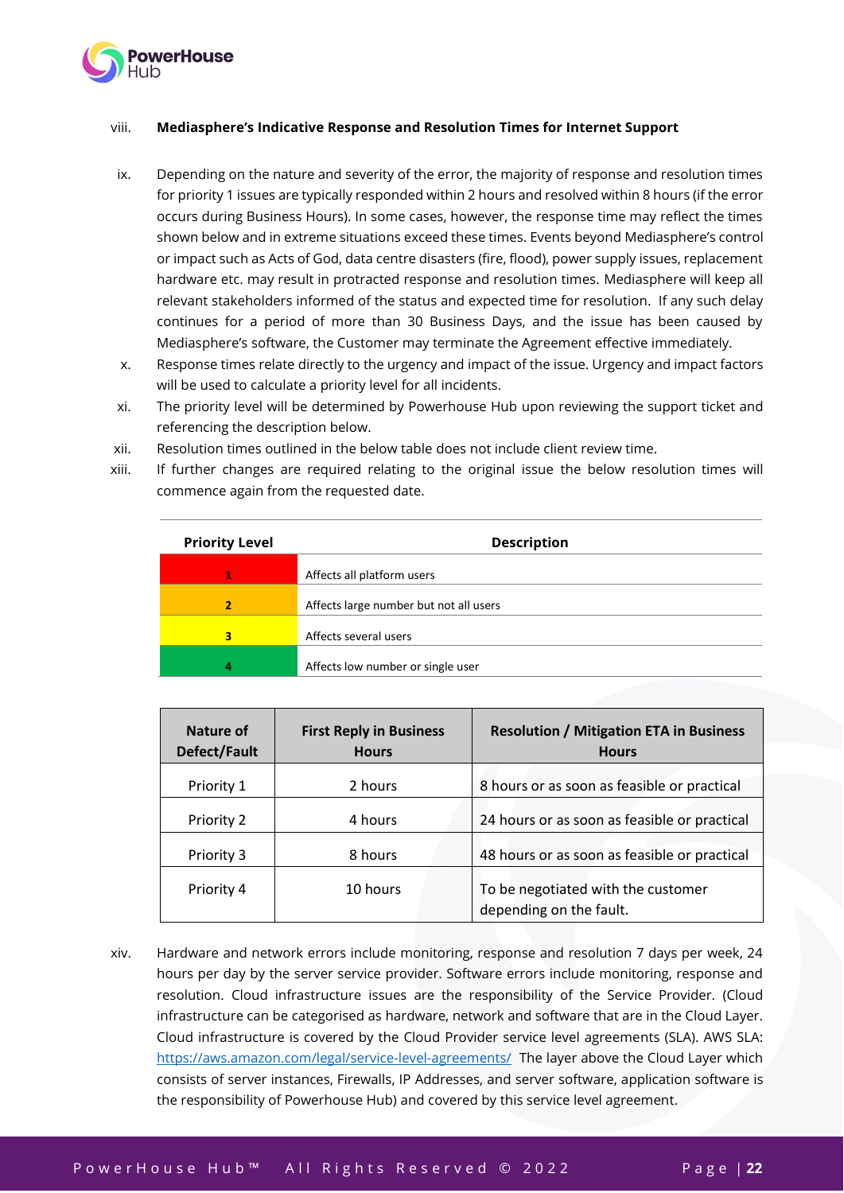viii. **Mediasphere's Indicative Response and Resolution Times for Internet Support**

ix. Depending on the nature and severity of the error, the majority of response and resolution times for priority 1 issues are typically responded within 2 hours and resolved within 8 hours (if the error occurs during Business Hours). In some cases, however, the response time may reflect the times shown below and in extreme situations exceed these times. Events beyond Mediasphere's control or impact such as Acts of God, data centre disasters (fire, flood), power supply issues, replacement hardware etc. may result in protracted response and resolution times. Mediasphere will keep all relevant stakeholders informed of the status and expected time for resolution. If any such delay continues for a period of more than 30 Business Days, and the issue has been caused by Mediasphere's software, the Customer may terminate the Agreement effective immediately.

x. Response times relate directly to the urgency and impact of the issue. Urgency and impact factors will be used to calculate a priority level for all incidents.

xi. The priority level will be determined by Powerhouse Hub upon reviewing the support ticket and referencing the description below.

xii. Resolution times outlined in the below table does not include client review time.

xiii. If further changes are required relating to the original issue the below resolution times will commence again from the requested date.

| Priority Level | Description |
|---|---|
| 1 | Affects all platform users |
| 2 | Affects large number but not all users |
| 3 | Affects several users |
| 4 | Affects low number or single user |

| Nature of Defect/Fault | First Reply in Business Hours | Resolution / Mitigation ETA in Business Hours |
|---|---|---|
| Priority 1 | 2 hours | 8 hours or as soon as feasible or practical |
| Priority 2 | 4 hours | 24 hours or as soon as feasible or practical |
| Priority 3 | 8 hours | 48 hours or as soon as feasible or practical |
| Priority 4 | 10 hours | To be negotiated with the customer depending on the fault. |

xiv. Hardware and network errors include monitoring, response and resolution 7 days per week, 24 hours per day by the server service provider. Software errors include monitoring, response and resolution. Cloud infrastructure issues are the responsibility of the Service Provider. (Cloud infrastructure can be categorised as hardware, network and software that are in the Cloud Layer. Cloud infrastructure is covered by the Cloud Provider service level agreements (SLA). AWS SLA: https://aws.amazon.com/legal/service-level-agreements/ The layer above the Cloud Layer which consists of server instances, Firewalls, IP Addresses, and server software, application software is the responsibility of Powerhouse Hub) and covered by this service level agreement.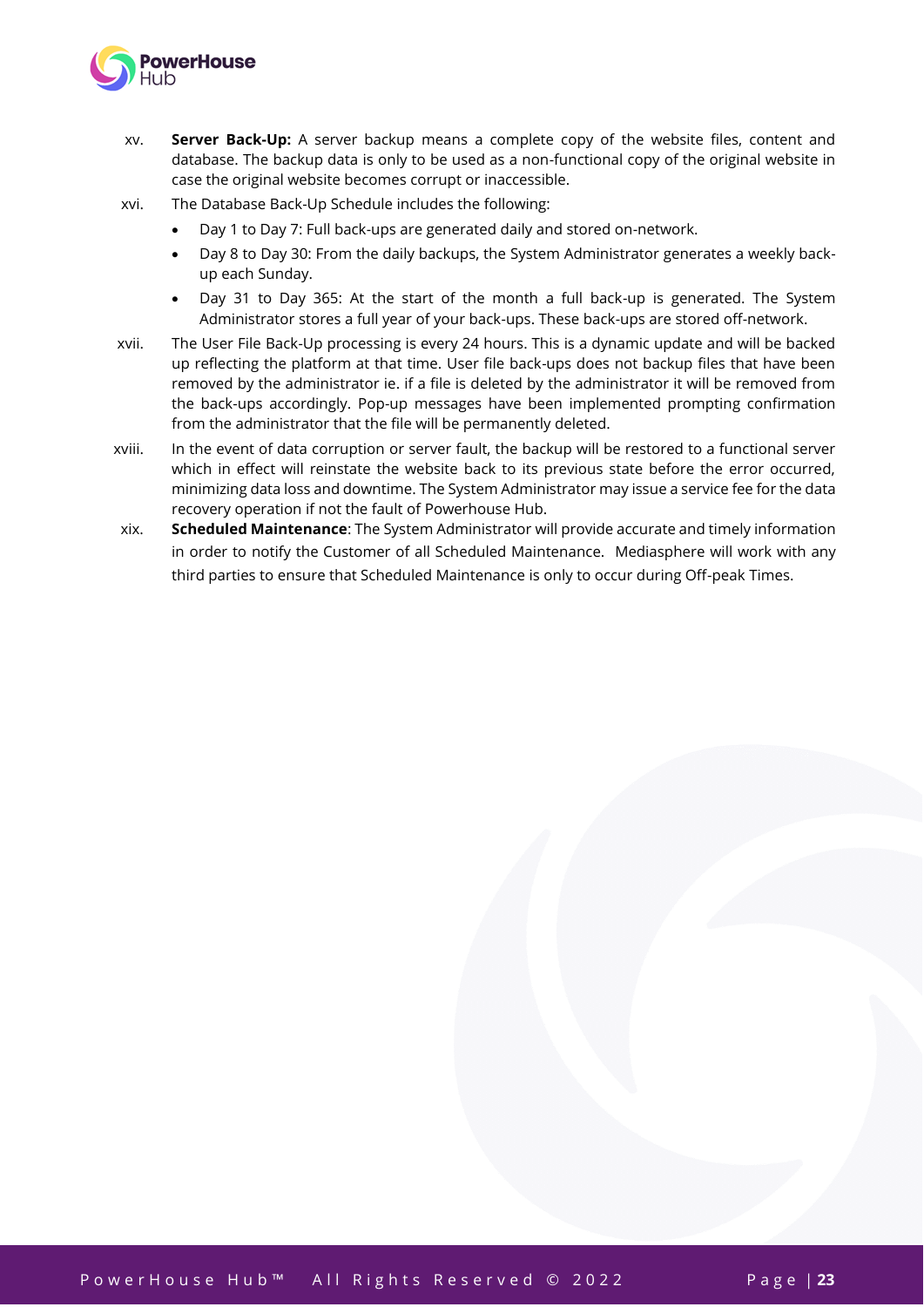xv. **Server Back-Up:** A server backup means a complete copy of the website files, content and database. The backup data is only to be used as a non-functional copy of the original website in case the original website becomes corrupt or inaccessible.

xvi. The Database Back-Up Schedule includes the following:

- Day 1 to Day 7: Full back-ups are generated daily and stored on-network.
- Day 8 to Day 30: From the daily backups, the System Administrator generates a weekly back-up each Sunday.
- Day 31 to Day 365: At the start of the month a full back-up is generated. The System Administrator stores a full year of your back-ups. These back-ups are stored off-network.

xvii. The User File Back-Up processing is every 24 hours. This is a dynamic update and will be backed up reflecting the platform at that time. User file back-ups does not backup files that have been removed by the administrator ie. if a file is deleted by the administrator it will be removed from the back-ups accordingly. Pop-up messages have been implemented prompting confirmation from the administrator that the file will be permanently deleted.

xviii. In the event of data corruption or server fault, the backup will be restored to a functional server which in effect will reinstate the website back to its previous state before the error occurred, minimizing data loss and downtime. The System Administrator may issue a service fee for the data recovery operation if not the fault of Powerhouse Hub.

xix. **Scheduled Maintenance**: The System Administrator will provide accurate and timely information in order to notify the Customer of all Scheduled Maintenance. Mediasphere will work with any third parties to ensure that Scheduled Maintenance is only to occur during Off-peak Times.